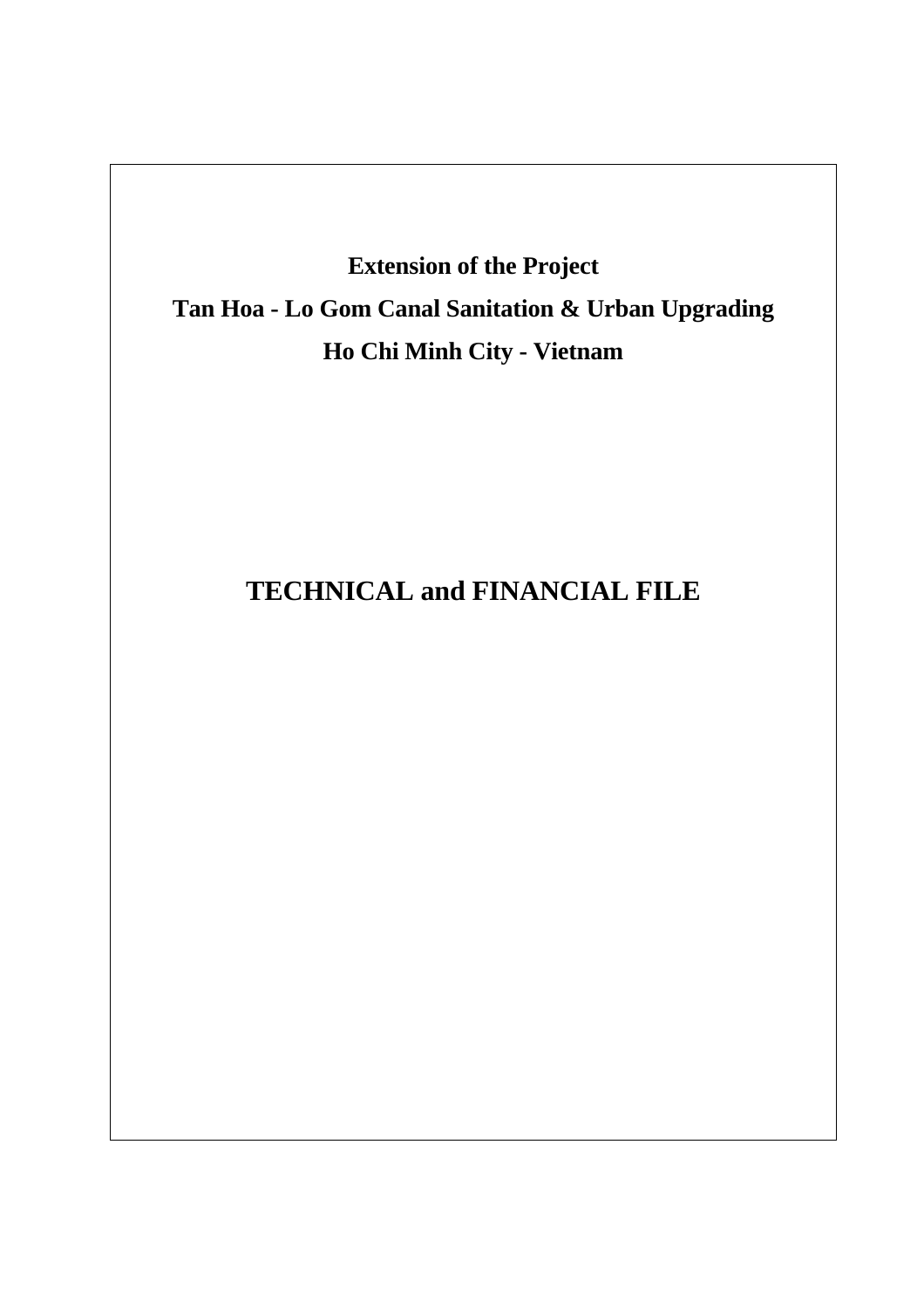**Extension of the Project**

**Tan Hoa - Lo Gom Canal Sanitation & Urban Upgrading**

**Ho Chi Minh City - Vietnam**

# TECHNICAL and FINANCIAL FILE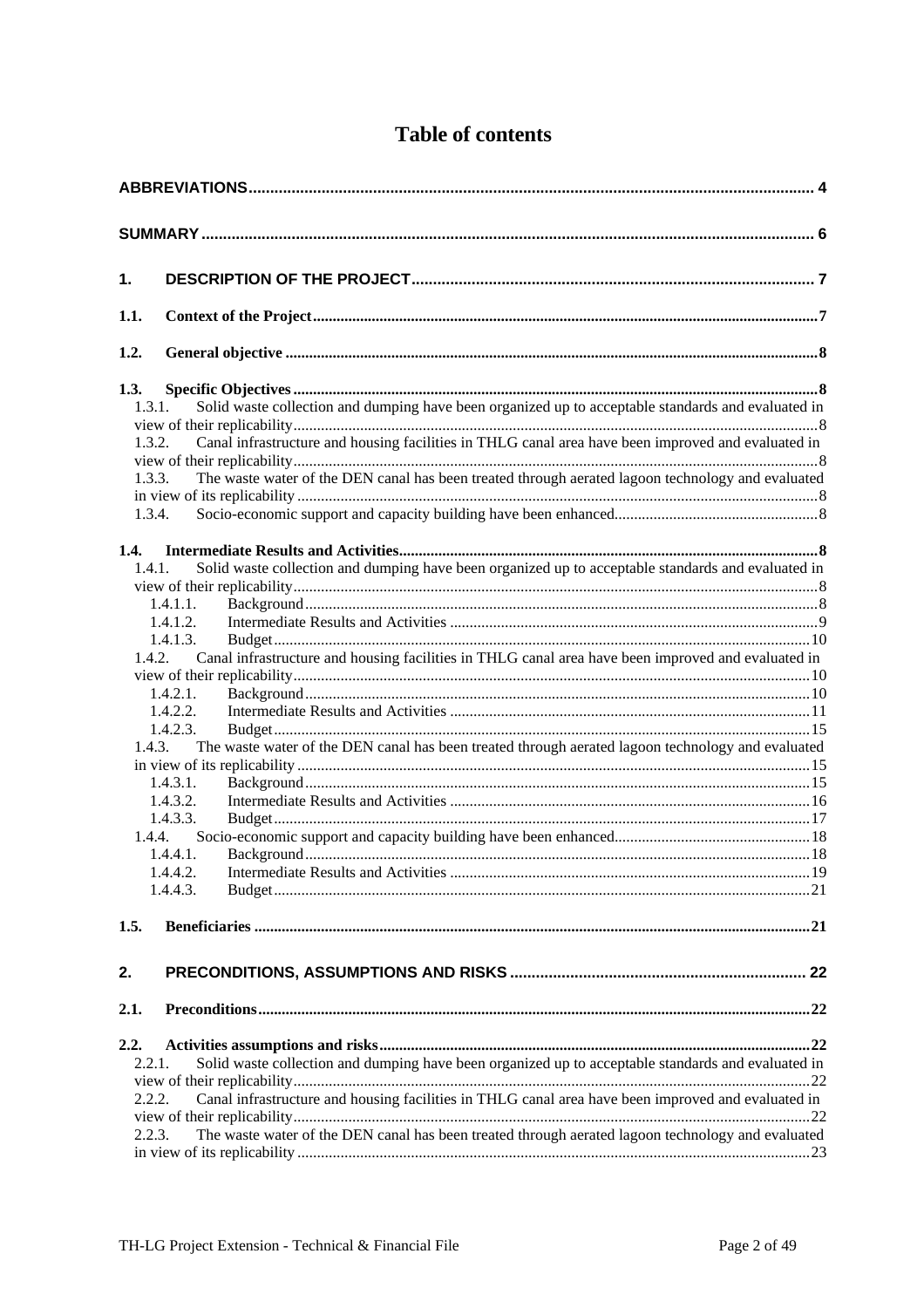# Table of contents

ABBREVIATIONS ..... 4

SUMMARY ..... 6

1. DESCRIPTION OF THE PROJECT ..... 7

1.1. Context of the Project ..... 7

1.2. General objective ..... 8

1.3. Specific Objectives ..... 8

- 1.3.1. Solid waste collection and dumping have been organized up to acceptable standards and evaluated in view of their replicability ..... 8
- 1.3.2. Canal infrastructure and housing facilities in THLG canal area have been improved and evaluated in view of their replicability ..... 8
- 1.3.3. The waste water of the DEN canal has been treated through aerated lagoon technology and evaluated in view of its replicability ..... 8
- 1.3.4. Socio-economic support and capacity building have been enhanced ..... 8

1.4. Intermediate Results and Activities ..... 8

- 1.4.1. Solid waste collection and dumping have been organized up to acceptable standards and evaluated in view of their replicability ..... 8
  - 1.4.1.1. Background ..... 8
  - 1.4.1.2. Intermediate Results and Activities ..... 9
  - 1.4.1.3. Budget ..... 10
- 1.4.2. Canal infrastructure and housing facilities in THLG canal area have been improved and evaluated in view of their replicability ..... 10
  - 1.4.2.1. Background ..... 10
  - 1.4.2.2. Intermediate Results and Activities ..... 11
  - 1.4.2.3. Budget ..... 15
- 1.4.3. The waste water of the DEN canal has been treated through aerated lagoon technology and evaluated in view of its replicability ..... 15
  - 1.4.3.1. Background ..... 15
  - 1.4.3.2. Intermediate Results and Activities ..... 16
  - 1.4.3.3. Budget ..... 17
- 1.4.4. Socio-economic support and capacity building have been enhanced ..... 18
  - 1.4.4.1. Background ..... 18
  - 1.4.4.2. Intermediate Results and Activities ..... 19
  - 1.4.4.3. Budget ..... 21

1.5. Beneficiaries ..... 21

2. PRECONDITIONS, ASSUMPTIONS AND RISKS ..... 22

2.1. Preconditions ..... 22

2.2. Activities assumptions and risks ..... 22

- 2.2.1. Solid waste collection and dumping have been organized up to acceptable standards and evaluated in view of their replicability ..... 22
- 2.2.2. Canal infrastructure and housing facilities in THLG canal area have been improved and evaluated in view of their replicability ..... 22
- 2.2.3. The waste water of the DEN canal has been treated through aerated lagoon technology and evaluated in view of its replicability ..... 23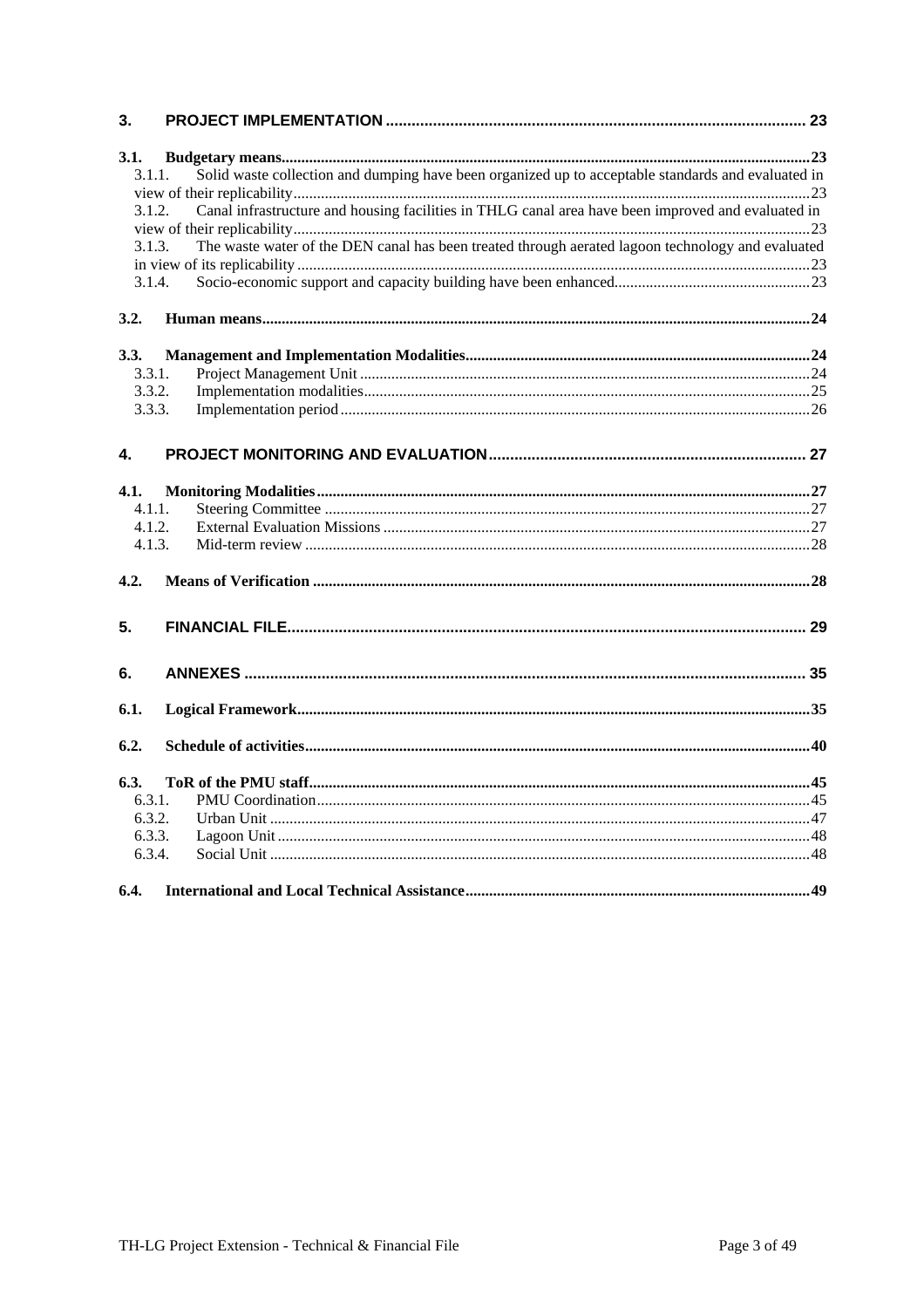**3. PROJECT IMPLEMENTATION** ........ 23

**3.1. Budgetary means** ........ 23

3.1.1. Solid waste collection and dumping have been organized up to acceptable standards and evaluated in view of their replicability ........ 23

3.1.2. Canal infrastructure and housing facilities in THLG canal area have been improved and evaluated in view of their replicability ........ 23

3.1.3. The waste water of the DEN canal has been treated through aerated lagoon technology and evaluated in view of its replicability ........ 23

3.1.4. Socio-economic support and capacity building have been enhanced ........ 23

**3.2. Human means** ........ 24

**3.3. Management and Implementation Modalities** ........ 24

3.3.1. Project Management Unit ........ 24

3.3.2. Implementation modalities ........ 25

3.3.3. Implementation period ........ 26

**4. PROJECT MONITORING AND EVALUATION** ........ 27

**4.1. Monitoring Modalities** ........ 27

4.1.1. Steering Committee ........ 27

4.1.2. External Evaluation Missions ........ 27

4.1.3. Mid-term review ........ 28

**4.2. Means of Verification** ........ 28

**5. FINANCIAL FILE** ........ 29

**6. ANNEXES** ........ 35

**6.1. Logical Framework** ........ 35

**6.2. Schedule of activities** ........ 40

**6.3. ToR of the PMU staff** ........ 45

6.3.1. PMU Coordination ........ 45

6.3.2. Urban Unit ........ 47

6.3.3. Lagoon Unit ........ 48

6.3.4. Social Unit ........ 48

**6.4. International and Local Technical Assistance** ........ 49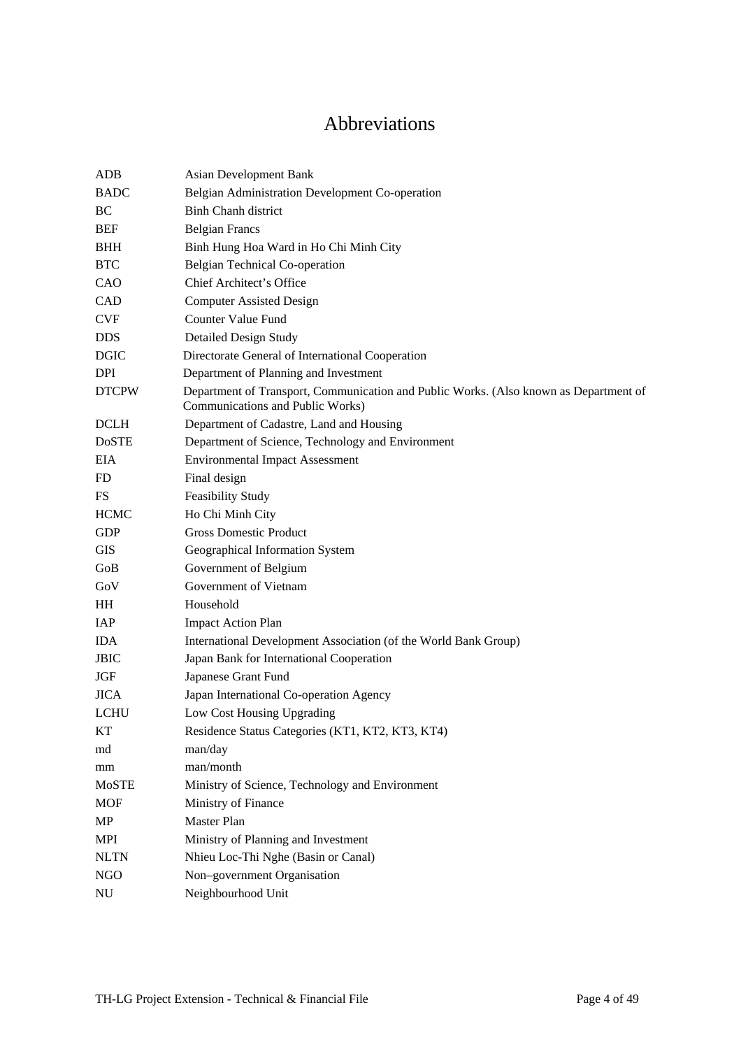# Abbreviations

| | |
|---|---|
| ADB | Asian Development Bank |
| BADC | Belgian Administration Development Co-operation |
| BC | Binh Chanh district |
| BEF | Belgian Francs |
| BHH | Binh Hung Hoa Ward in Ho Chi Minh City |
| BTC | Belgian Technical Co-operation |
| CAO | Chief Architect's Office |
| CAD | Computer Assisted Design |
| CVF | Counter Value Fund |
| DDS | Detailed Design Study |
| DGIC | Directorate General of International Cooperation |
| DPI | Department of Planning and Investment |
| DTCPW | Department of Transport, Communication and Public Works. (Also known as Department of Communications and Public Works) |
| DCLH | Department of Cadastre, Land and Housing |
| DoSTE | Department of Science, Technology and Environment |
| EIA | Environmental Impact Assessment |
| FD | Final design |
| FS | Feasibility Study |
| HCMC | Ho Chi Minh City |
| GDP | Gross Domestic Product |
| GIS | Geographical Information System |
| GoB | Government of Belgium |
| GoV | Government of Vietnam |
| HH | Household |
| IAP | Impact Action Plan |
| IDA | International Development Association (of the World Bank Group) |
| JBIC | Japan Bank for International Cooperation |
| JGF | Japanese Grant Fund |
| JICA | Japan International Co-operation Agency |
| LCHU | Low Cost Housing Upgrading |
| KT | Residence Status Categories (KT1, KT2, KT3, KT4) |
| md | man/day |
| mm | man/month |
| MoSTE | Ministry of Science, Technology and Environment |
| MOF | Ministry of Finance |
| MP | Master Plan |
| MPI | Ministry of Planning and Investment |
| NLTN | Nhieu Loc-Thi Nghe (Basin or Canal) |
| NGO | Non–government Organisation |
| NU | Neighbourhood Unit |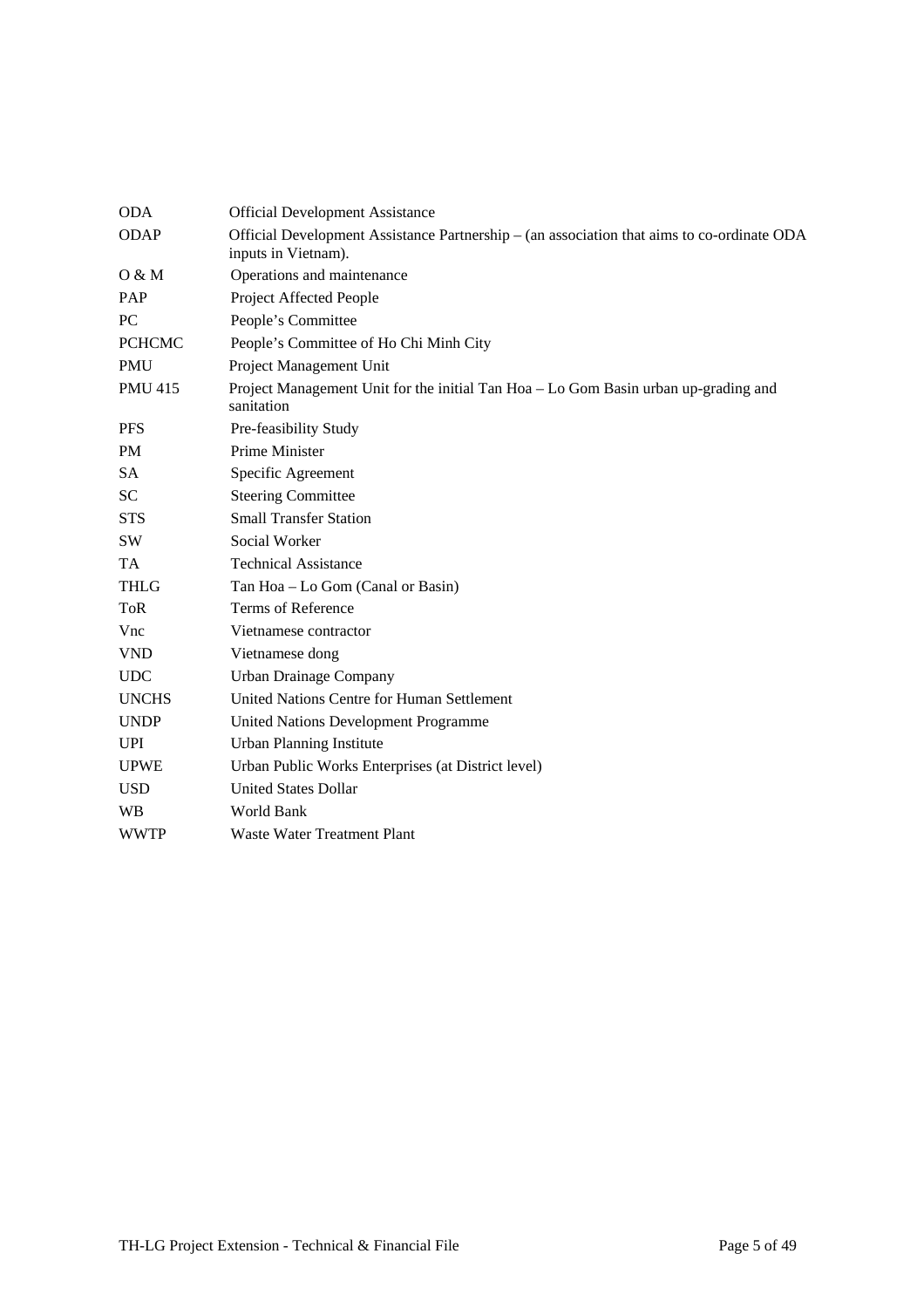| | |
|---|---|
| ODA | Official Development Assistance |
| ODAP | Official Development Assistance Partnership – (an association that aims to co-ordinate ODA inputs in Vietnam). |
| O & M | Operations and maintenance |
| PAP | Project Affected People |
| PC | People's Committee |
| PCHCMC | People's Committee of Ho Chi Minh City |
| PMU | Project Management Unit |
| PMU 415 | Project Management Unit for the initial Tan Hoa – Lo Gom Basin urban up-grading and sanitation |
| PFS | Pre-feasibility Study |
| PM | Prime Minister |
| SA | Specific Agreement |
| SC | Steering Committee |
| STS | Small Transfer Station |
| SW | Social Worker |
| TA | Technical Assistance |
| THLG | Tan Hoa – Lo Gom (Canal or Basin) |
| ToR | Terms of Reference |
| Vnc | Vietnamese contractor |
| VND | Vietnamese dong |
| UDC | Urban Drainage Company |
| UNCHS | United Nations Centre for Human Settlement |
| UNDP | United Nations Development Programme |
| UPI | Urban Planning Institute |
| UPWE | Urban Public Works Enterprises (at District level) |
| USD | United States Dollar |
| WB | World Bank |
| WWTP | Waste Water Treatment Plant |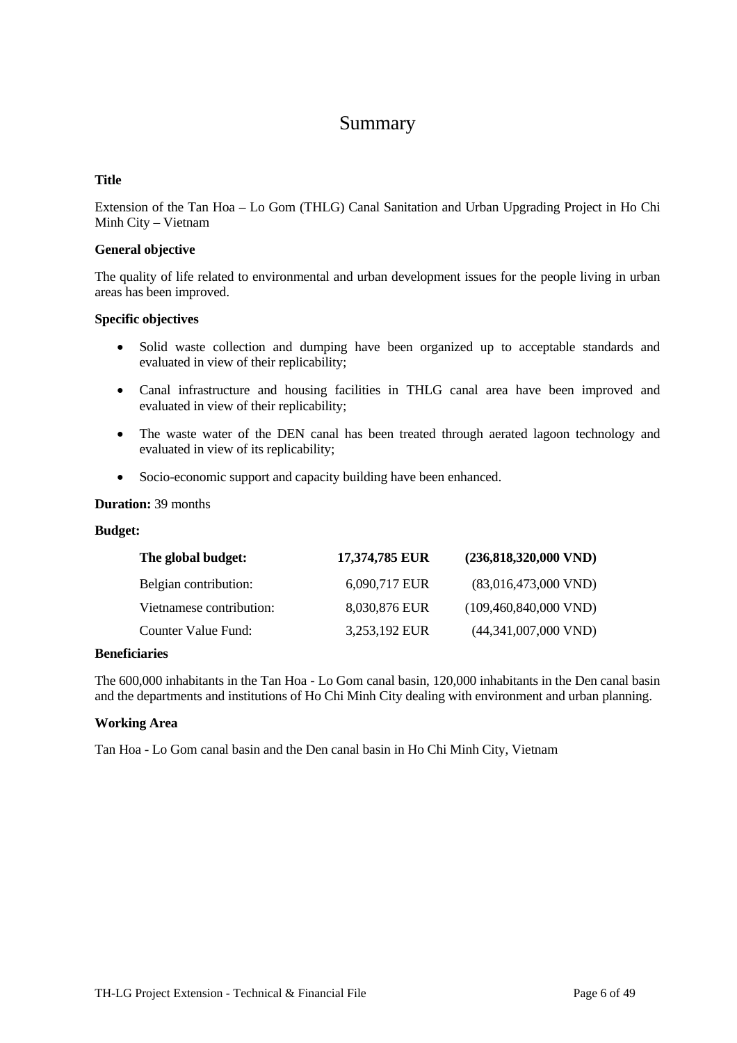# Summary

**Title**

Extension of the Tan Hoa – Lo Gom (THLG) Canal Sanitation and Urban Upgrading Project in Ho Chi Minh City – Vietnam

**General objective**

The quality of life related to environmental and urban development issues for the people living in urban areas has been improved.

**Specific objectives**

- Solid waste collection and dumping have been organized up to acceptable standards and evaluated in view of their replicability;
- Canal infrastructure and housing facilities in THLG canal area have been improved and evaluated in view of their replicability;
- The waste water of the DEN canal has been treated through aerated lagoon technology and evaluated in view of its replicability;
- Socio-economic support and capacity building have been enhanced.

**Duration:** 39 months

**Budget:**

| **The global budget:** | **17,374,785 EUR** | **(236,818,320,000 VND)** |
|---|---|---|
| Belgian contribution: | 6,090,717 EUR | (83,016,473,000 VND) |
| Vietnamese contribution: | 8,030,876 EUR | (109,460,840,000 VND) |
| Counter Value Fund: | 3,253,192 EUR | (44,341,007,000 VND) |

**Beneficiaries**

The 600,000 inhabitants in the Tan Hoa - Lo Gom canal basin, 120,000 inhabitants in the Den canal basin and the departments and institutions of Ho Chi Minh City dealing with environment and urban planning.

**Working Area**

Tan Hoa - Lo Gom canal basin and the Den canal basin in Ho Chi Minh City, Vietnam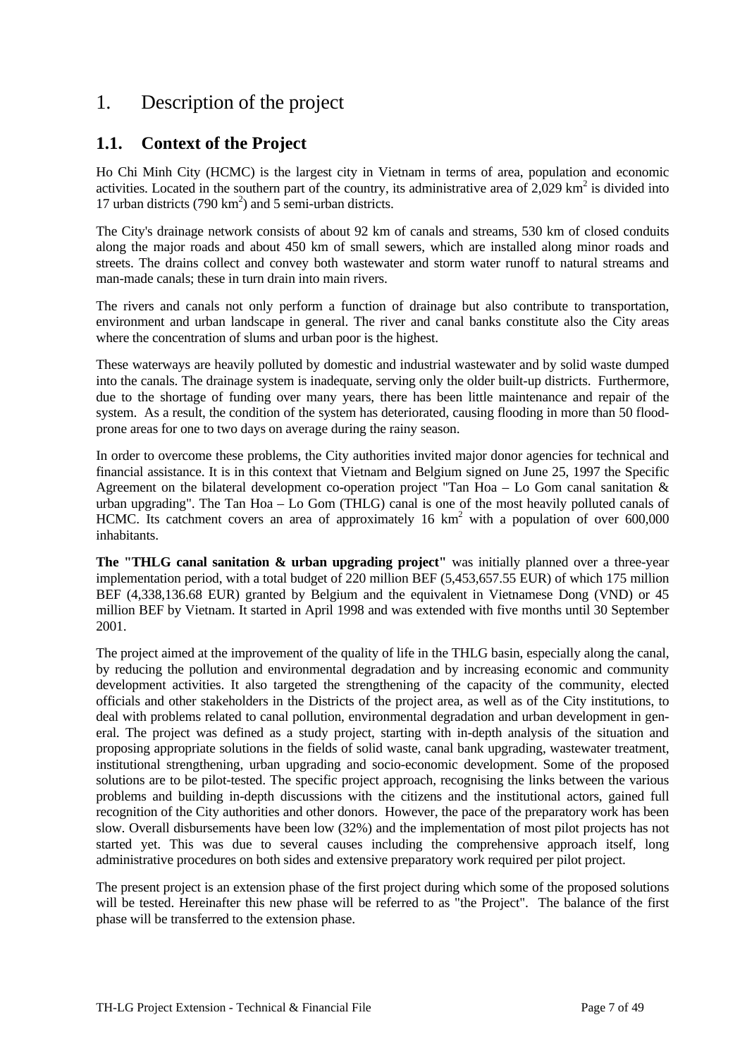# 1. Description of the project

## 1.1. Context of the Project

Ho Chi Minh City (HCMC) is the largest city in Vietnam in terms of area, population and economic activities. Located in the southern part of the country, its administrative area of 2,029 $km^2$ is divided into 17 urban districts (790 $km^2$) and 5 semi-urban districts.

The City's drainage network consists of about 92 km of canals and streams, 530 km of closed conduits along the major roads and about 450 km of small sewers, which are installed along minor roads and streets. The drains collect and convey both wastewater and storm water runoff to natural streams and man-made canals; these in turn drain into main rivers.

The rivers and canals not only perform a function of drainage but also contribute to transportation, environment and urban landscape in general. The river and canal banks constitute also the City areas where the concentration of slums and urban poor is the highest.

These waterways are heavily polluted by domestic and industrial wastewater and by solid waste dumped into the canals. The drainage system is inadequate, serving only the older built-up districts. Furthermore, due to the shortage of funding over many years, there has been little maintenance and repair of the system. As a result, the condition of the system has deteriorated, causing flooding in more than 50 flood-prone areas for one to two days on average during the rainy season.

In order to overcome these problems, the City authorities invited major donor agencies for technical and financial assistance. It is in this context that Vietnam and Belgium signed on June 25, 1997 the Specific Agreement on the bilateral development co-operation project "Tan Hoa – Lo Gom canal sanitation & urban upgrading". The Tan Hoa – Lo Gom (THLG) canal is one of the most heavily polluted canals of HCMC. Its catchment covers an area of approximately 16 $km^2$ with a population of over 600,000 inhabitants.

**The "THLG canal sanitation & urban upgrading project"** was initially planned over a three-year implementation period, with a total budget of 220 million BEF (5,453,657.55 EUR) of which 175 million BEF (4,338,136.68 EUR) granted by Belgium and the equivalent in Vietnamese Dong (VND) or 45 million BEF by Vietnam. It started in April 1998 and was extended with five months until 30 September 2001.

The project aimed at the improvement of the quality of life in the THLG basin, especially along the canal, by reducing the pollution and environmental degradation and by increasing economic and community development activities. It also targeted the strengthening of the capacity of the community, elected officials and other stakeholders in the Districts of the project area, as well as of the City institutions, to deal with problems related to canal pollution, environmental degradation and urban development in general. The project was defined as a study project, starting with in-depth analysis of the situation and proposing appropriate solutions in the fields of solid waste, canal bank upgrading, wastewater treatment, institutional strengthening, urban upgrading and socio-economic development. Some of the proposed solutions are to be pilot-tested. The specific project approach, recognising the links between the various problems and building in-depth discussions with the citizens and the institutional actors, gained full recognition of the City authorities and other donors. However, the pace of the preparatory work has been slow. Overall disbursements have been low (32%) and the implementation of most pilot projects has not started yet. This was due to several causes including the comprehensive approach itself, long administrative procedures on both sides and extensive preparatory work required per pilot project.

The present project is an extension phase of the first project during which some of the proposed solutions will be tested. Hereinafter this new phase will be referred to as "the Project". The balance of the first phase will be transferred to the extension phase.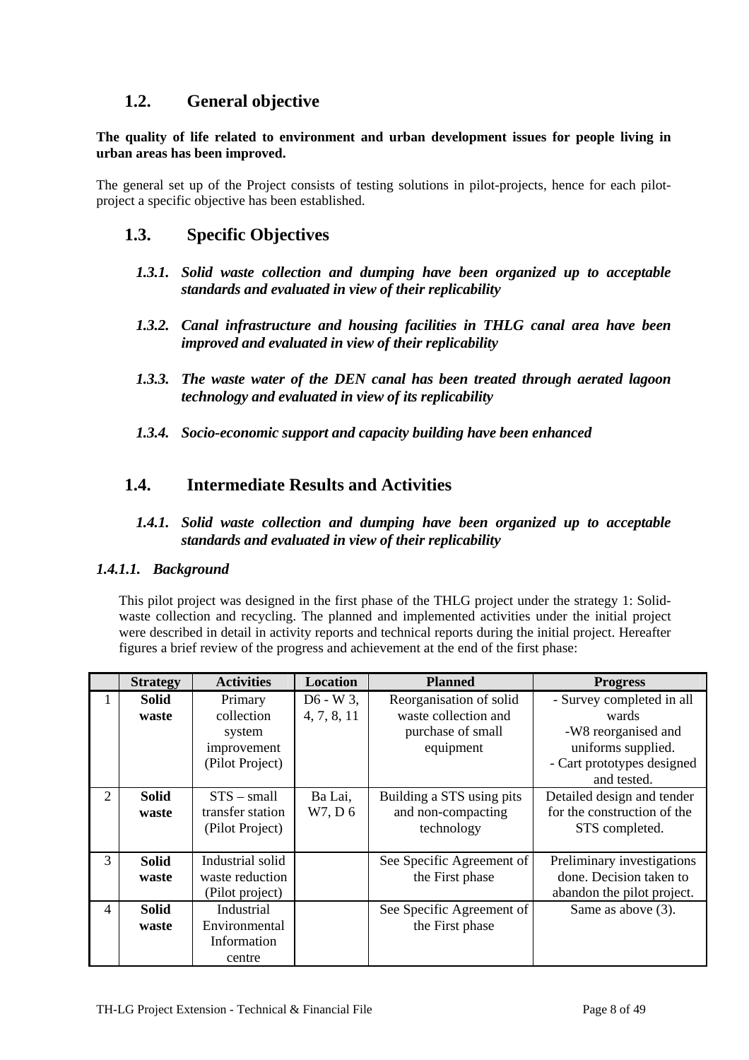## 1.2. General objective

**The quality of life related to environment and urban development issues for people living in urban areas has been improved.**

The general set up of the Project consists of testing solutions in pilot-projects, hence for each pilot-project a specific objective has been established.

## 1.3. Specific Objectives

### *1.3.1. Solid waste collection and dumping have been organized up to acceptable standards and evaluated in view of their replicability*

### *1.3.2. Canal infrastructure and housing facilities in THLG canal area have been improved and evaluated in view of their replicability*

### *1.3.3. The waste water of the DEN canal has been treated through aerated lagoon technology and evaluated in view of its replicability*

### *1.3.4. Socio-economic support and capacity building have been enhanced*

## 1.4. Intermediate Results and Activities

### *1.4.1. Solid waste collection and dumping have been organized up to acceptable standards and evaluated in view of their replicability*

#### *1.4.1.1. Background*

This pilot project was designed in the first phase of the THLG project under the strategy 1: Solid-waste collection and recycling. The planned and implemented activities under the initial project were described in detail in activity reports and technical reports during the initial project. Hereafter figures a brief review of the progress and achievement at the end of the first phase:

| | Strategy | Activities | Location | Planned | Progress |
|---|---|---|---|---|---|
| 1 | **Solid waste** | Primary collection system improvement (Pilot Project) | D6 - W 3, 4, 7, 8, 11 | Reorganisation of solid waste collection and purchase of small equipment | - Survey completed in all wards<br>-W8 reorganised and uniforms supplied.<br>- Cart prototypes designed and tested. |
| 2 | **Solid waste** | STS – small transfer station (Pilot Project) | Ba Lai, W7, D 6 | Building a STS using pits and non-compacting technology | Detailed design and tender for the construction of the STS completed. |
| 3 | **Solid waste** | Industrial solid waste reduction (Pilot project) | | See Specific Agreement of the First phase | Preliminary investigations done. Decision taken to abandon the pilot project. |
| 4 | **Solid waste** | Industrial Environmental Information centre | | See Specific Agreement of the First phase | Same as above (3). |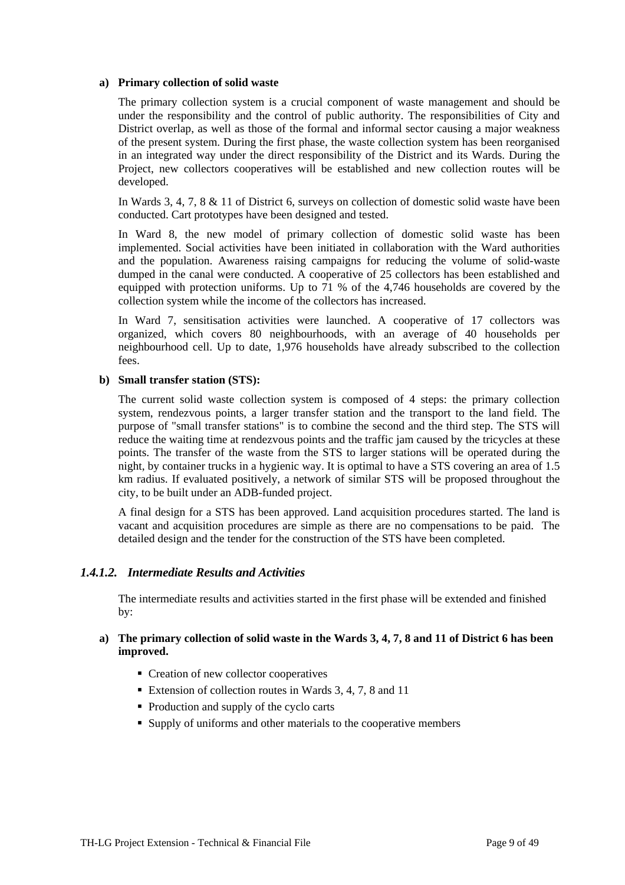**a) Primary collection of solid waste**

The primary collection system is a crucial component of waste management and should be under the responsibility and the control of public authority. The responsibilities of City and District overlap, as well as those of the formal and informal sector causing a major weakness of the present system. During the first phase, the waste collection system has been reorganised in an integrated way under the direct responsibility of the District and its Wards. During the Project, new collectors cooperatives will be established and new collection routes will be developed.

In Wards 3, 4, 7, 8 & 11 of District 6, surveys on collection of domestic solid waste have been conducted. Cart prototypes have been designed and tested.

In Ward 8, the new model of primary collection of domestic solid waste has been implemented. Social activities have been initiated in collaboration with the Ward authorities and the population. Awareness raising campaigns for reducing the volume of solid-waste dumped in the canal were conducted. A cooperative of 25 collectors has been established and equipped with protection uniforms. Up to 71 % of the 4,746 households are covered by the collection system while the income of the collectors has increased.

In Ward 7, sensitisation activities were launched. A cooperative of 17 collectors was organized, which covers 80 neighbourhoods, with an average of 40 households per neighbourhood cell. Up to date, 1,976 households have already subscribed to the collection fees.

**b) Small transfer station (STS):**

The current solid waste collection system is composed of 4 steps: the primary collection system, rendezvous points, a larger transfer station and the transport to the land field. The purpose of "small transfer stations" is to combine the second and the third step. The STS will reduce the waiting time at rendezvous points and the traffic jam caused by the tricycles at these points. The transfer of the waste from the STS to larger stations will be operated during the night, by container trucks in a hygienic way. It is optimal to have a STS covering an area of 1.5 km radius. If evaluated positively, a network of similar STS will be proposed throughout the city, to be built under an ADB-funded project.

A final design for a STS has been approved. Land acquisition procedures started. The land is vacant and acquisition procedures are simple as there are no compensations to be paid. The detailed design and the tender for the construction of the STS have been completed.

### *1.4.1.2. Intermediate Results and Activities*

The intermediate results and activities started in the first phase will be extended and finished by:

**a) The primary collection of solid waste in the Wards 3, 4, 7, 8 and 11 of District 6 has been improved.**

- Creation of new collector cooperatives
- Extension of collection routes in Wards 3, 4, 7, 8 and 11
- Production and supply of the cyclo carts
- Supply of uniforms and other materials to the cooperative members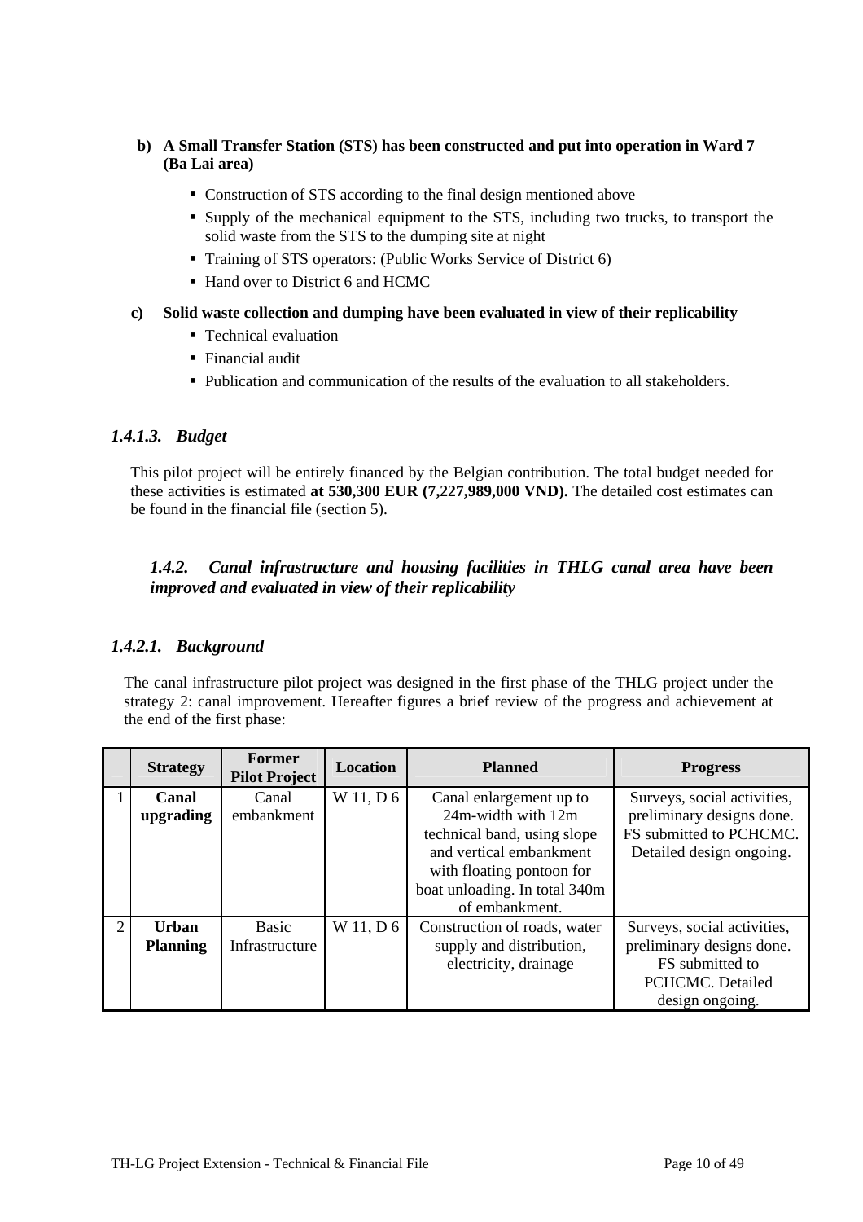**b) A Small Transfer Station (STS) has been constructed and put into operation in Ward 7 (Ba Lai area)**

- Construction of STS according to the final design mentioned above
- Supply of the mechanical equipment to the STS, including two trucks, to transport the solid waste from the STS to the dumping site at night
- Training of STS operators: (Public Works Service of District 6)
- Hand over to District 6 and HCMC

**c) Solid waste collection and dumping have been evaluated in view of their replicability**

- Technical evaluation
- Financial audit
- Publication and communication of the results of the evaluation to all stakeholders.

#### *1.4.1.3. Budget*

This pilot project will be entirely financed by the Belgian contribution. The total budget needed for these activities is estimated **at 530,300 EUR (7,227,989,000 VND).** The detailed cost estimates can be found in the financial file (section 5).

### *1.4.2. Canal infrastructure and housing facilities in THLG canal area have been improved and evaluated in view of their replicability*

#### *1.4.2.1. Background*

The canal infrastructure pilot project was designed in the first phase of the THLG project under the strategy 2: canal improvement. Hereafter figures a brief review of the progress and achievement at the end of the first phase:

| | Strategy | Former Pilot Project | Location | Planned | Progress |
|---|---|---|---|---|---|
| 1 | **Canal upgrading** | Canal embankment | W 11, D 6 | Canal enlargement up to 24m-width with 12m technical band, using slope and vertical embankment with floating pontoon for boat unloading. In total 340m of embankment. | Surveys, social activities, preliminary designs done. FS submitted to PCHCMC. Detailed design ongoing. |
| 2 | **Urban Planning** | Basic Infrastructure | W 11, D 6 | Construction of roads, water supply and distribution, electricity, drainage | Surveys, social activities, preliminary designs done. FS submitted to PCHCMC. Detailed design ongoing. |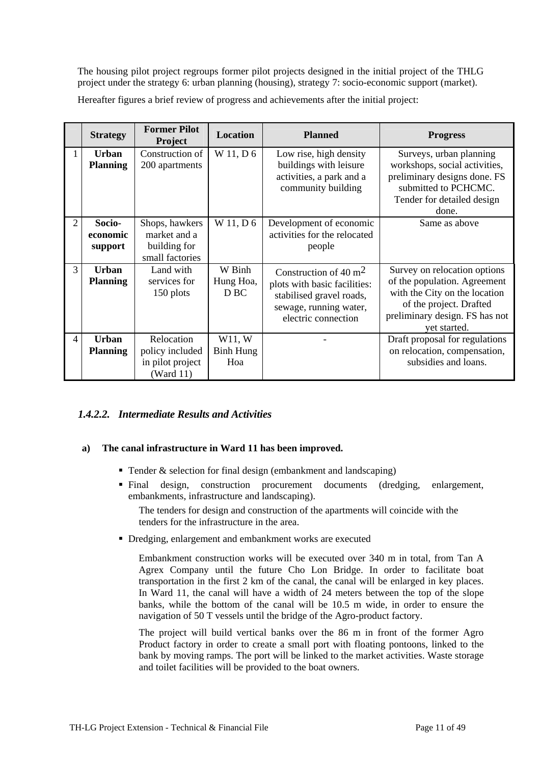The housing pilot project regroups former pilot projects designed in the initial project of the THLG project under the strategy 6: urban planning (housing), strategy 7: socio-economic support (market).

Hereafter figures a brief review of progress and achievements after the initial project:

| | Strategy | Former Pilot Project | Location | Planned | Progress |
|---|---|---|---|---|---|
| 1 | **Urban Planning** | Construction of 200 apartments | W 11, D 6 | Low rise, high density buildings with leisure activities, a park and a community building | Surveys, urban planning workshops, social activities, preliminary designs done. FS submitted to PCHCMC. Tender for detailed design done. |
| 2 | **Socio-economic support** | Shops, hawkers market and a building for small factories | W 11, D 6 | Development of economic activities for the relocated people | Same as above |
| 3 | **Urban Planning** | Land with services for 150 plots | W Binh Hung Hoa, D BC | Construction of 40 $m^2$ plots with basic facilities: stabilised gravel roads, sewage, running water, electric connection | Survey on relocation options of the population. Agreement with the City on the location of the project. Drafted preliminary design. FS has not yet started. |
| 4 | **Urban Planning** | Relocation policy included in pilot project (Ward 11) | W11, W Binh Hung Hoa | - | Draft proposal for regulations on relocation, compensation, subsidies and loans. |

### *1.4.2.2. Intermediate Results and Activities*

**a) The canal infrastructure in Ward 11 has been improved.**

- Tender & selection for final design (embankment and landscaping)
- Final design, construction procurement documents (dredging, enlargement, embankments, infrastructure and landscaping).

  The tenders for design and construction of the apartments will coincide with the tenders for the infrastructure in the area.

- Dredging, enlargement and embankment works are executed

  Embankment construction works will be executed over 340 m in total, from Tan A Agrex Company until the future Cho Lon Bridge. In order to facilitate boat transportation in the first 2 km of the canal, the canal will be enlarged in key places. In Ward 11, the canal will have a width of 24 meters between the top of the slope banks, while the bottom of the canal will be 10.5 m wide, in order to ensure the navigation of 50 T vessels until the bridge of the Agro-product factory.

  The project will build vertical banks over the 86 m in front of the former Agro Product factory in order to create a small port with floating pontoons, linked to the bank by moving ramps. The port will be linked to the market activities. Waste storage and toilet facilities will be provided to the boat owners.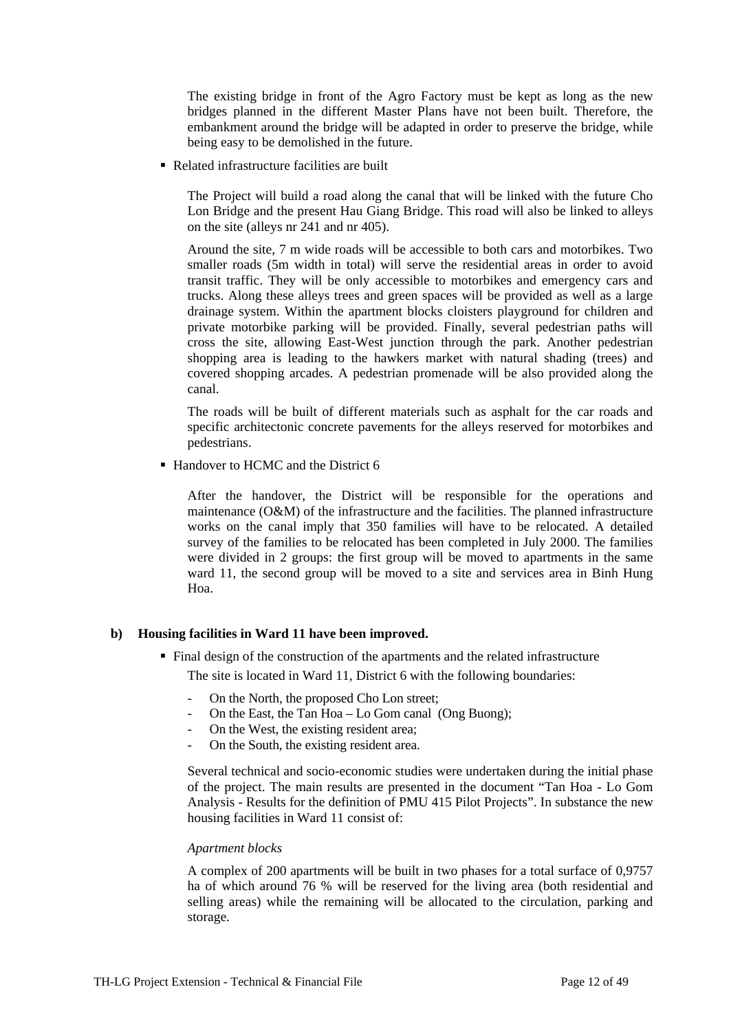The existing bridge in front of the Agro Factory must be kept as long as the new bridges planned in the different Master Plans have not been built. Therefore, the embankment around the bridge will be adapted in order to preserve the bridge, while being easy to be demolished in the future.

- Related infrastructure facilities are built

  The Project will build a road along the canal that will be linked with the future Cho Lon Bridge and the present Hau Giang Bridge. This road will also be linked to alleys on the site (alleys nr 241 and nr 405).

  Around the site, 7 m wide roads will be accessible to both cars and motorbikes. Two smaller roads (5m width in total) will serve the residential areas in order to avoid transit traffic. They will be only accessible to motorbikes and emergency cars and trucks. Along these alleys trees and green spaces will be provided as well as a large drainage system. Within the apartment blocks cloisters playground for children and private motorbike parking will be provided. Finally, several pedestrian paths will cross the site, allowing East-West junction through the park. Another pedestrian shopping area is leading to the hawkers market with natural shading (trees) and covered shopping arcades. A pedestrian promenade will be also provided along the canal.

  The roads will be built of different materials such as asphalt for the car roads and specific architectonic concrete pavements for the alleys reserved for motorbikes and pedestrians.

- Handover to HCMC and the District 6

  After the handover, the District will be responsible for the operations and maintenance (O&M) of the infrastructure and the facilities. The planned infrastructure works on the canal imply that 350 families will have to be relocated. A detailed survey of the families to be relocated has been completed in July 2000. The families were divided in 2 groups: the first group will be moved to apartments in the same ward 11, the second group will be moved to a site and services area in Binh Hung Hoa.

**b) Housing facilities in Ward 11 have been improved.**

- Final design of the construction of the apartments and the related infrastructure

  The site is located in Ward 11, District 6 with the following boundaries:

  - On the North, the proposed Cho Lon street;
  - On the East, the Tan Hoa – Lo Gom canal (Ong Buong);
  - On the West, the existing resident area;
  - On the South, the existing resident area.

  Several technical and socio-economic studies were undertaken during the initial phase of the project. The main results are presented in the document "Tan Hoa - Lo Gom Analysis - Results for the definition of PMU 415 Pilot Projects". In substance the new housing facilities in Ward 11 consist of:

  *Apartment blocks*

  A complex of 200 apartments will be built in two phases for a total surface of 0,9757 ha of which around 76 % will be reserved for the living area (both residential and selling areas) while the remaining will be allocated to the circulation, parking and storage.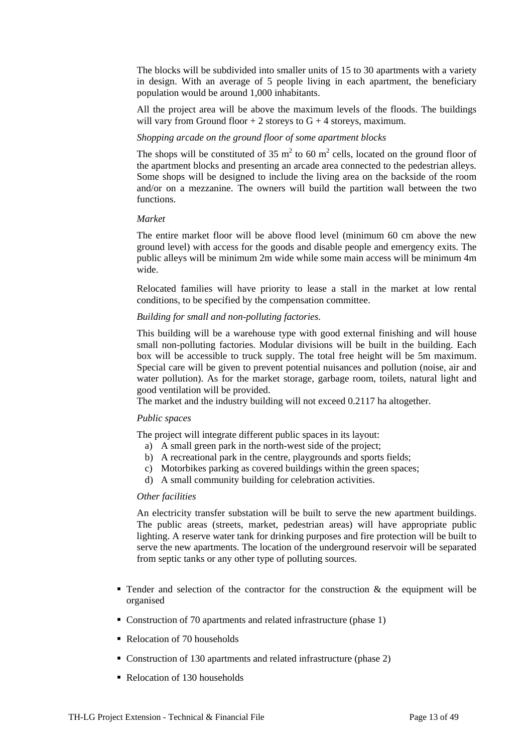The blocks will be subdivided into smaller units of 15 to 30 apartments with a variety in design. With an average of 5 people living in each apartment, the beneficiary population would be around 1,000 inhabitants.

All the project area will be above the maximum levels of the floods. The buildings will vary from Ground floor + 2 storeys to G + 4 storeys, maximum.

*Shopping arcade on the ground floor of some apartment blocks*

The shops will be constituted of 35 $m^2$ to 60 $m^2$ cells, located on the ground floor of the apartment blocks and presenting an arcade area connected to the pedestrian alleys. Some shops will be designed to include the living area on the backside of the room and/or on a mezzanine. The owners will build the partition wall between the two functions.

*Market*

The entire market floor will be above flood level (minimum 60 cm above the new ground level) with access for the goods and disable people and emergency exits. The public alleys will be minimum 2m wide while some main access will be minimum 4m wide.

Relocated families will have priority to lease a stall in the market at low rental conditions, to be specified by the compensation committee.

*Building for small and non-polluting factories.*

This building will be a warehouse type with good external finishing and will house small non-polluting factories. Modular divisions will be built in the building. Each box will be accessible to truck supply. The total free height will be 5m maximum. Special care will be given to prevent potential nuisances and pollution (noise, air and water pollution). As for the market storage, garbage room, toilets, natural light and good ventilation will be provided.
The market and the industry building will not exceed 0.2117 ha altogether.

*Public spaces*

The project will integrate different public spaces in its layout:

a) A small green park in the north-west side of the project;
b) A recreational park in the centre, playgrounds and sports fields;
c) Motorbikes parking as covered buildings within the green spaces;
d) A small community building for celebration activities.

*Other facilities*

An electricity transfer substation will be built to serve the new apartment buildings. The public areas (streets, market, pedestrian areas) will have appropriate public lighting. A reserve water tank for drinking purposes and fire protection will be built to serve the new apartments. The location of the underground reservoir will be separated from septic tanks or any other type of polluting sources.

- Tender and selection of the contractor for the construction & the equipment will be organised
- Construction of 70 apartments and related infrastructure (phase 1)
- Relocation of 70 households
- Construction of 130 apartments and related infrastructure (phase 2)
- Relocation of 130 households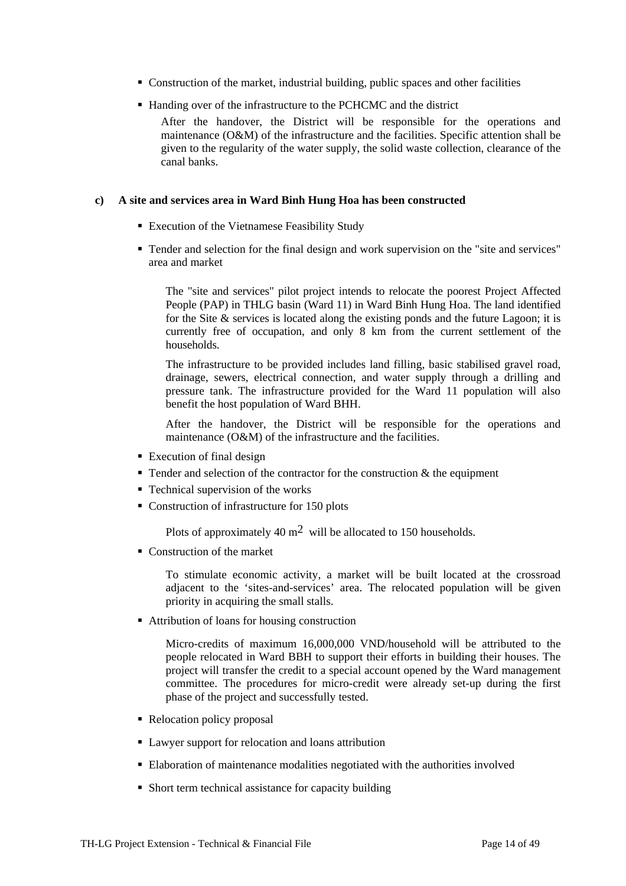- Construction of the market, industrial building, public spaces and other facilities
- Handing over of the infrastructure to the PCHCMC and the district

  After the handover, the District will be responsible for the operations and maintenance (O&M) of the infrastructure and the facilities. Specific attention shall be given to the regularity of the water supply, the solid waste collection, clearance of the canal banks.

**c) A site and services area in Ward Binh Hung Hoa has been constructed**

- Execution of the Vietnamese Feasibility Study
- Tender and selection for the final design and work supervision on the "site and services" area and market

  The "site and services" pilot project intends to relocate the poorest Project Affected People (PAP) in THLG basin (Ward 11) in Ward Binh Hung Hoa. The land identified for the Site & services is located along the existing ponds and the future Lagoon; it is currently free of occupation, and only 8 km from the current settlement of the households.

  The infrastructure to be provided includes land filling, basic stabilised gravel road, drainage, sewers, electrical connection, and water supply through a drilling and pressure tank. The infrastructure provided for the Ward 11 population will also benefit the host population of Ward BHH.

  After the handover, the District will be responsible for the operations and maintenance (O&M) of the infrastructure and the facilities.

- Execution of final design
- Tender and selection of the contractor for the construction & the equipment
- Technical supervision of the works
- Construction of infrastructure for 150 plots

  Plots of approximately 40 $m^2$ will be allocated to 150 households.

- Construction of the market

  To stimulate economic activity, a market will be built located at the crossroad adjacent to the 'sites-and-services' area. The relocated population will be given priority in acquiring the small stalls.

- Attribution of loans for housing construction

  Micro-credits of maximum 16,000,000 VND/household will be attributed to the people relocated in Ward BBH to support their efforts in building their houses. The project will transfer the credit to a special account opened by the Ward management committee. The procedures for micro-credit were already set-up during the first phase of the project and successfully tested.

- Relocation policy proposal
- Lawyer support for relocation and loans attribution
- Elaboration of maintenance modalities negotiated with the authorities involved
- Short term technical assistance for capacity building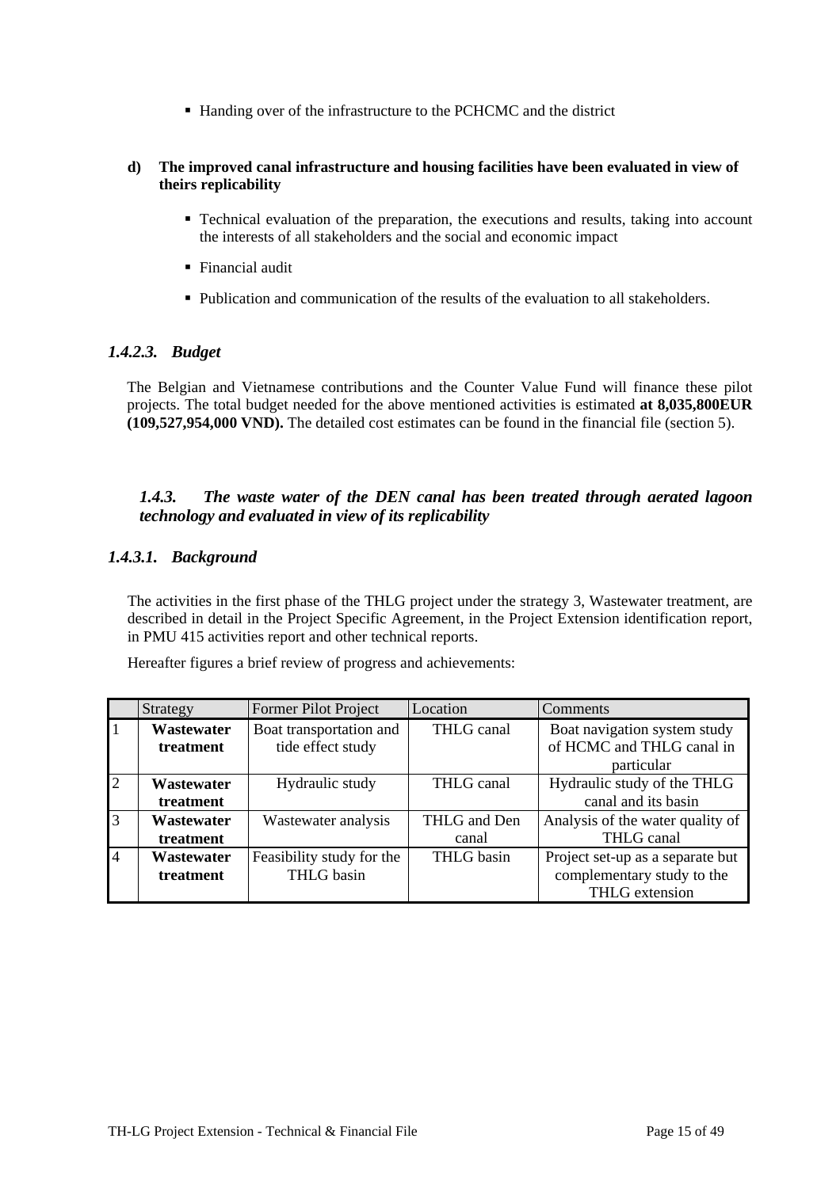- Handing over of the infrastructure to the PCHCMC and the district

**d) The improved canal infrastructure and housing facilities have been evaluated in view of theirs replicability**

- Technical evaluation of the preparation, the executions and results, taking into account the interests of all stakeholders and the social and economic impact
- Financial audit
- Publication and communication of the results of the evaluation to all stakeholders.

#### *1.4.2.3. Budget*

The Belgian and Vietnamese contributions and the Counter Value Fund will finance these pilot projects. The total budget needed for the above mentioned activities is estimated **at 8,035,800EUR (109,527,954,000 VND).** The detailed cost estimates can be found in the financial file (section 5).

### *1.4.3. The waste water of the DEN canal has been treated through aerated lagoon technology and evaluated in view of its replicability*

#### *1.4.3.1. Background*

The activities in the first phase of the THLG project under the strategy 3, Wastewater treatment, are described in detail in the Project Specific Agreement, in the Project Extension identification report, in PMU 415 activities report and other technical reports.

Hereafter figures a brief review of progress and achievements:

| | Strategy | Former Pilot Project | Location | Comments |
|---|---|---|---|---|
| 1 | **Wastewater treatment** | Boat transportation and tide effect study | THLG canal | Boat navigation system study of HCMC and THLG canal in particular |
| 2 | **Wastewater treatment** | Hydraulic study | THLG canal | Hydraulic study of the THLG canal and its basin |
| 3 | **Wastewater treatment** | Wastewater analysis | THLG and Den canal | Analysis of the water quality of THLG canal |
| 4 | **Wastewater treatment** | Feasibility study for the THLG basin | THLG basin | Project set-up as a separate but complementary study to the THLG extension |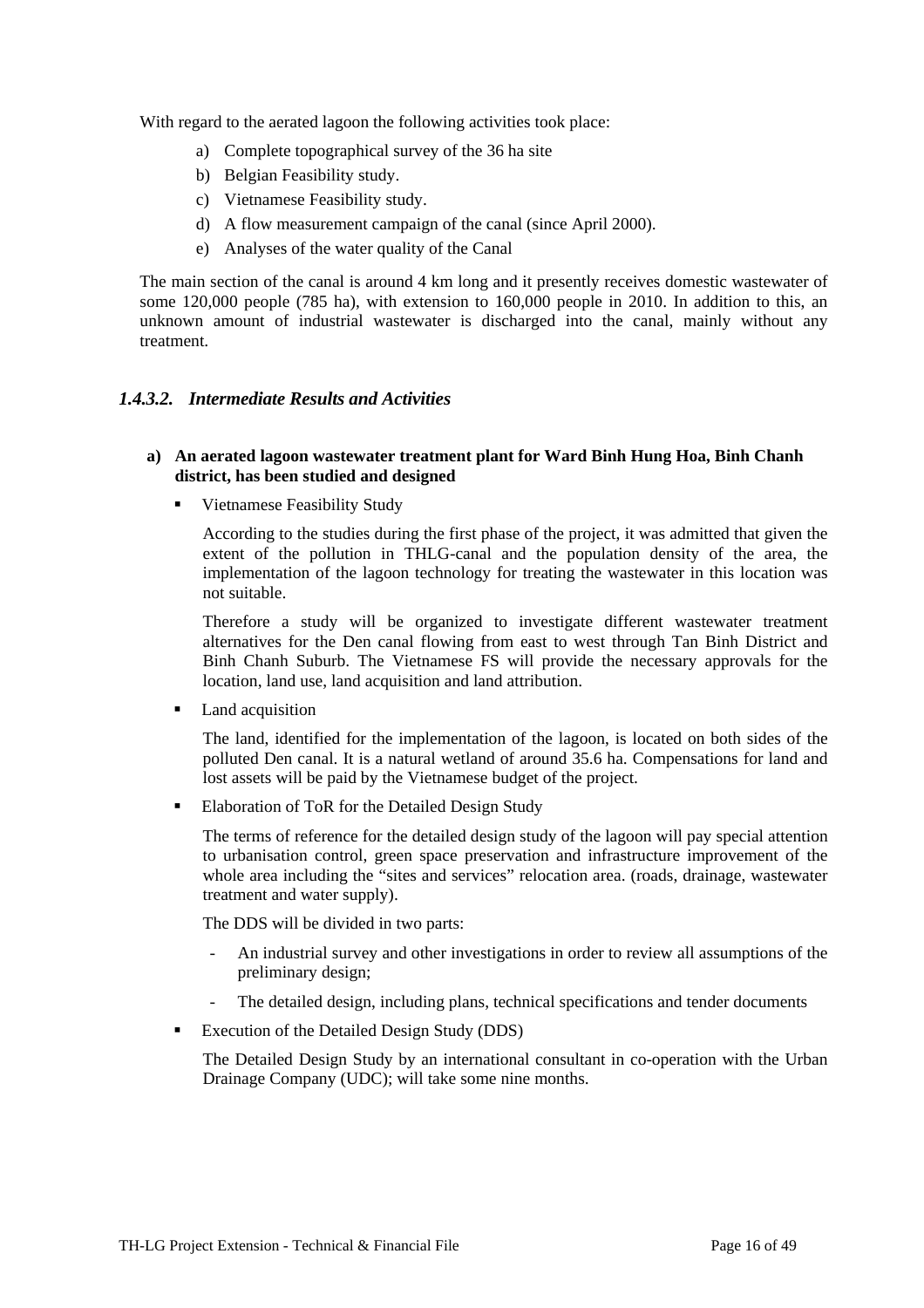With regard to the aerated lagoon the following activities took place:

a) Complete topographical survey of the 36 ha site
b) Belgian Feasibility study.
c) Vietnamese Feasibility study.
d) A flow measurement campaign of the canal (since April 2000).
e) Analyses of the water quality of the Canal

The main section of the canal is around 4 km long and it presently receives domestic wastewater of some 120,000 people (785 ha), with extension to 160,000 people in 2010. In addition to this, an unknown amount of industrial wastewater is discharged into the canal, mainly without any treatment.

### *1.4.3.2. Intermediate Results and Activities*

**a) An aerated lagoon wastewater treatment plant for Ward Binh Hung Hoa, Binh Chanh district, has been studied and designed**

- Vietnamese Feasibility Study

  According to the studies during the first phase of the project, it was admitted that given the extent of the pollution in THLG-canal and the population density of the area, the implementation of the lagoon technology for treating the wastewater in this location was not suitable.

  Therefore a study will be organized to investigate different wastewater treatment alternatives for the Den canal flowing from east to west through Tan Binh District and Binh Chanh Suburb. The Vietnamese FS will provide the necessary approvals for the location, land use, land acquisition and land attribution.

- Land acquisition

  The land, identified for the implementation of the lagoon, is located on both sides of the polluted Den canal. It is a natural wetland of around 35.6 ha. Compensations for land and lost assets will be paid by the Vietnamese budget of the project.

- Elaboration of ToR for the Detailed Design Study

  The terms of reference for the detailed design study of the lagoon will pay special attention to urbanisation control, green space preservation and infrastructure improvement of the whole area including the "sites and services" relocation area. (roads, drainage, wastewater treatment and water supply).

  The DDS will be divided in two parts:

  - An industrial survey and other investigations in order to review all assumptions of the preliminary design;
  - The detailed design, including plans, technical specifications and tender documents

- Execution of the Detailed Design Study (DDS)

  The Detailed Design Study by an international consultant in co-operation with the Urban Drainage Company (UDC); will take some nine months.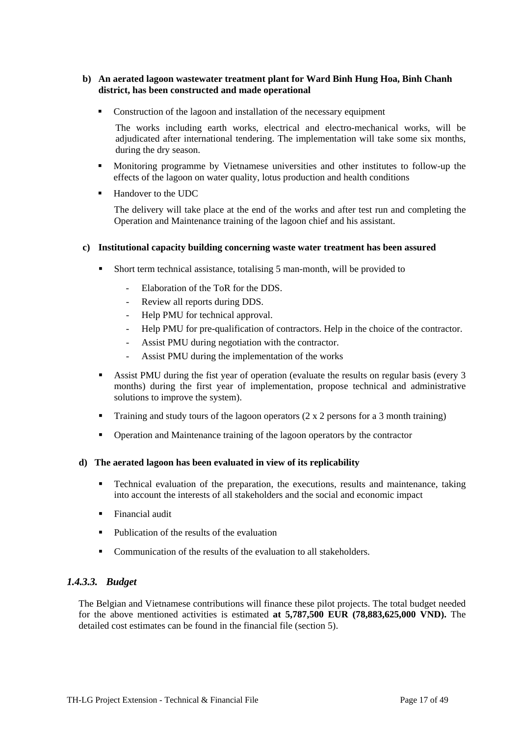**b) An aerated lagoon wastewater treatment plant for Ward Binh Hung Hoa, Binh Chanh district, has been constructed and made operational**

- Construction of the lagoon and installation of the necessary equipment

  The works including earth works, electrical and electro-mechanical works, will be adjudicated after international tendering. The implementation will take some six months, during the dry season.

- Monitoring programme by Vietnamese universities and other institutes to follow-up the effects of the lagoon on water quality, lotus production and health conditions

- Handover to the UDC

  The delivery will take place at the end of the works and after test run and completing the Operation and Maintenance training of the lagoon chief and his assistant.

**c) Institutional capacity building concerning waste water treatment has been assured**

- Short term technical assistance, totalising 5 man-month, will be provided to
  - Elaboration of the ToR for the DDS.
  - Review all reports during DDS.
  - Help PMU for technical approval.
  - Help PMU for pre-qualification of contractors. Help in the choice of the contractor.
  - Assist PMU during negotiation with the contractor.
  - Assist PMU during the implementation of the works

- Assist PMU during the fist year of operation (evaluate the results on regular basis (every 3 months) during the first year of implementation, propose technical and administrative solutions to improve the system).

- Training and study tours of the lagoon operators (2 x 2 persons for a 3 month training)

- Operation and Maintenance training of the lagoon operators by the contractor

**d) The aerated lagoon has been evaluated in view of its replicability**

- Technical evaluation of the preparation, the executions, results and maintenance, taking into account the interests of all stakeholders and the social and economic impact

- Financial audit

- Publication of the results of the evaluation

- Communication of the results of the evaluation to all stakeholders.

### *1.4.3.3. Budget*

The Belgian and Vietnamese contributions will finance these pilot projects. The total budget needed for the above mentioned activities is estimated **at 5,787,500 EUR (78,883,625,000 VND).** The detailed cost estimates can be found in the financial file (section 5).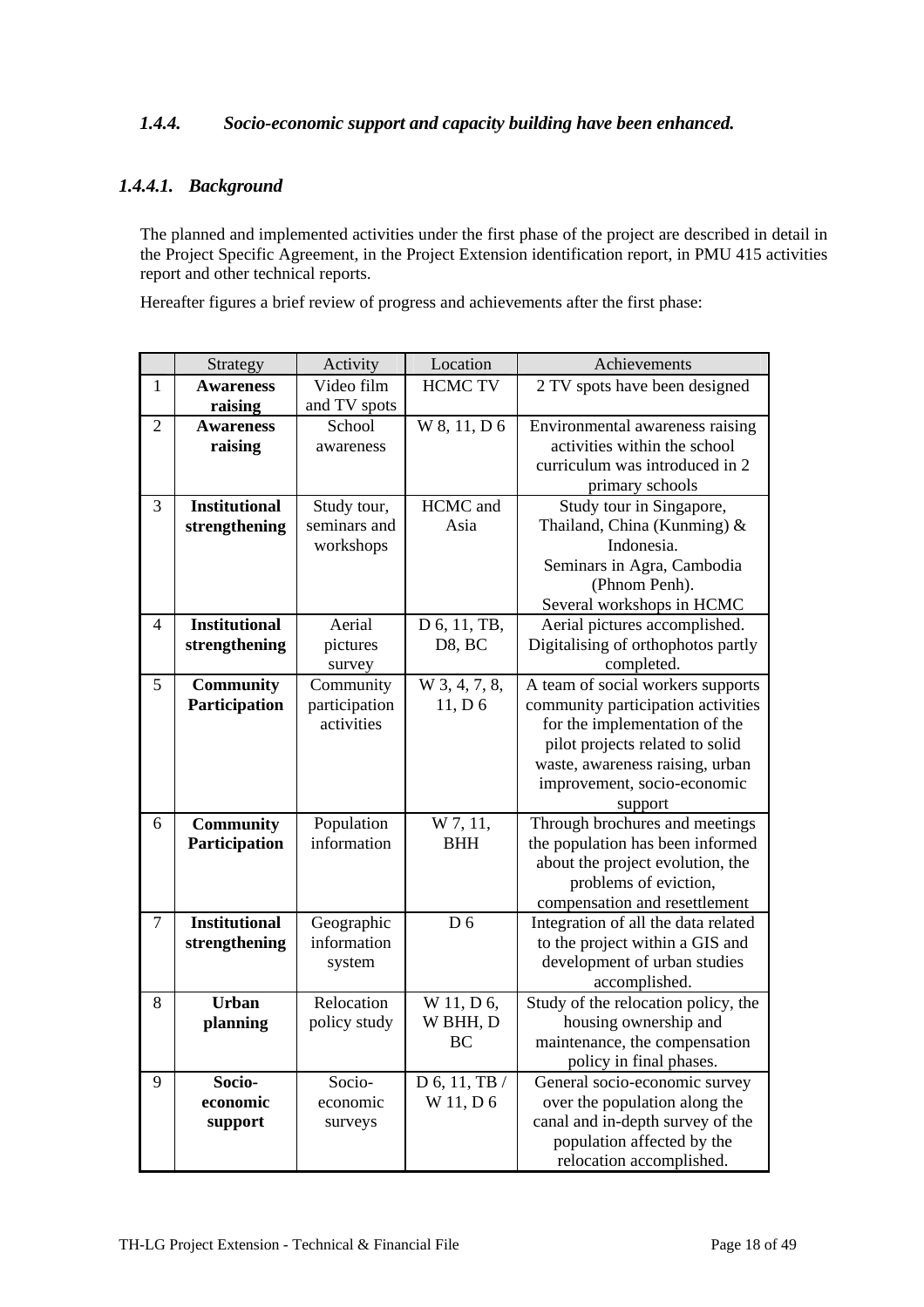### *1.4.4. Socio-economic support and capacity building have been enhanced.*

#### *1.4.4.1. Background*

The planned and implemented activities under the first phase of the project are described in detail in the Project Specific Agreement, in the Project Extension identification report, in PMU 415 activities report and other technical reports.

Hereafter figures a brief review of progress and achievements after the first phase:

| | Strategy | Activity | Location | Achievements |
|---|---|---|---|---|
| 1 | **Awareness raising** | Video film and TV spots | HCMC TV | 2 TV spots have been designed |
| 2 | **Awareness raising** | School awareness | W 8, 11, D 6 | Environmental awareness raising activities within the school curriculum was introduced in 2 primary schools |
| 3 | **Institutional strengthening** | Study tour, seminars and workshops | HCMC and Asia | Study tour in Singapore, Thailand, China (Kunming) & Indonesia.<br>Seminars in Agra, Cambodia (Phnom Penh).<br>Several workshops in HCMC |
| 4 | **Institutional strengthening** | Aerial pictures survey | D 6, 11, TB, D8, BC | Aerial pictures accomplished. Digitalising of orthophotos partly completed. |
| 5 | **Community Participation** | Community participation activities | W 3, 4, 7, 8, 11, D 6 | A team of social workers supports community participation activities for the implementation of the pilot projects related to solid waste, awareness raising, urban improvement, socio-economic support |
| 6 | **Community Participation** | Population information | W 7, 11, BHH | Through brochures and meetings the population has been informed about the project evolution, the problems of eviction, compensation and resettlement |
| 7 | **Institutional strengthening** | Geographic information system | D 6 | Integration of all the data related to the project within a GIS and development of urban studies accomplished. |
| 8 | **Urban planning** | Relocation policy study | W 11, D 6, W BHH, D BC | Study of the relocation policy, the housing ownership and maintenance, the compensation policy in final phases. |
| 9 | **Socio-economic support** | Socio-economic surveys | D 6, 11, TB / W 11, D 6 | General socio-economic survey over the population along the canal and in-depth survey of the population affected by the relocation accomplished. |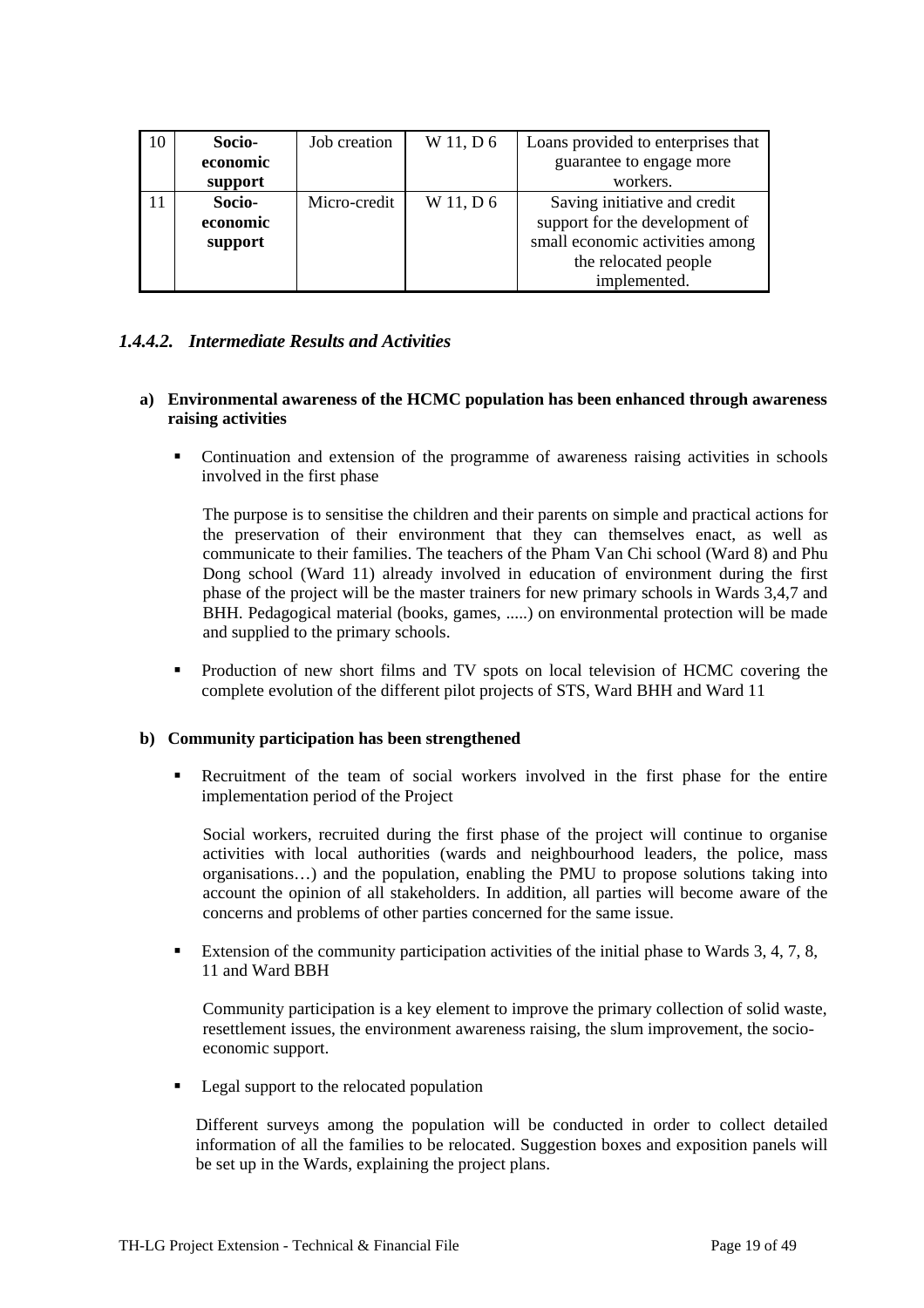| 10 | **Socio-economic support** | Job creation | W 11, D 6 | Loans provided to enterprises that guarantee to engage more workers. |
|---|---|---|---|---|
| 11 | **Socio-economic support** | Micro-credit | W 11, D 6 | Saving initiative and credit support for the development of small economic activities among the relocated people implemented. |

### *1.4.4.2. Intermediate Results and Activities*

**a) Environmental awareness of the HCMC population has been enhanced through awareness raising activities**

- Continuation and extension of the programme of awareness raising activities in schools involved in the first phase

  The purpose is to sensitise the children and their parents on simple and practical actions for the preservation of their environment that they can themselves enact, as well as communicate to their families. The teachers of the Pham Van Chi school (Ward 8) and Phu Dong school (Ward 11) already involved in education of environment during the first phase of the project will be the master trainers for new primary schools in Wards 3,4,7 and BHH. Pedagogical material (books, games, .....) on environmental protection will be made and supplied to the primary schools.

- Production of new short films and TV spots on local television of HCMC covering the complete evolution of the different pilot projects of STS, Ward BHH and Ward 11

**b) Community participation has been strengthened**

- Recruitment of the team of social workers involved in the first phase for the entire implementation period of the Project

  Social workers, recruited during the first phase of the project will continue to organise activities with local authorities (wards and neighbourhood leaders, the police, mass organisations…) and the population, enabling the PMU to propose solutions taking into account the opinion of all stakeholders. In addition, all parties will become aware of the concerns and problems of other parties concerned for the same issue.

- Extension of the community participation activities of the initial phase to Wards 3, 4, 7, 8, 11 and Ward BBH

  Community participation is a key element to improve the primary collection of solid waste, resettlement issues, the environment awareness raising, the slum improvement, the socio-economic support.

- Legal support to the relocated population

  Different surveys among the population will be conducted in order to collect detailed information of all the families to be relocated. Suggestion boxes and exposition panels will be set up in the Wards, explaining the project plans.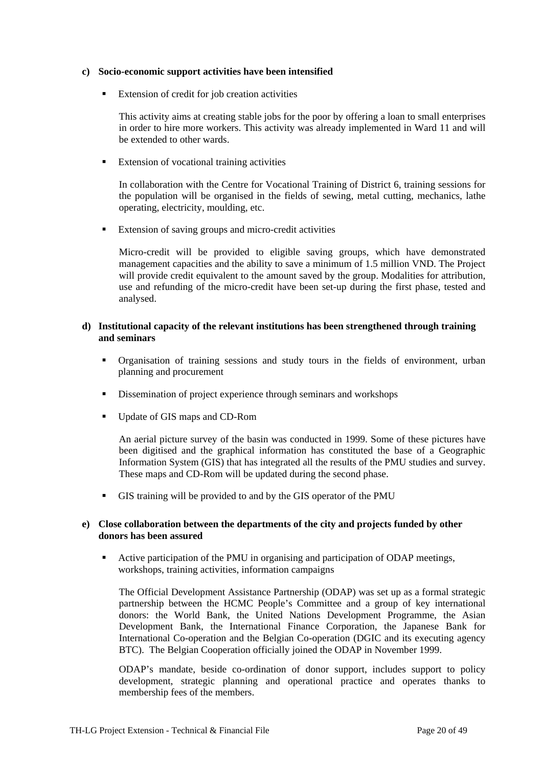**c) Socio-economic support activities have been intensified**

- Extension of credit for job creation activities

  This activity aims at creating stable jobs for the poor by offering a loan to small enterprises in order to hire more workers. This activity was already implemented in Ward 11 and will be extended to other wards.

- Extension of vocational training activities

  In collaboration with the Centre for Vocational Training of District 6, training sessions for the population will be organised in the fields of sewing, metal cutting, mechanics, lathe operating, electricity, moulding, etc.

- Extension of saving groups and micro-credit activities

  Micro-credit will be provided to eligible saving groups, which have demonstrated management capacities and the ability to save a minimum of 1.5 million VND. The Project will provide credit equivalent to the amount saved by the group. Modalities for attribution, use and refunding of the micro-credit have been set-up during the first phase, tested and analysed.

**d) Institutional capacity of the relevant institutions has been strengthened through training and seminars**

- Organisation of training sessions and study tours in the fields of environment, urban planning and procurement

- Dissemination of project experience through seminars and workshops

- Update of GIS maps and CD-Rom

  An aerial picture survey of the basin was conducted in 1999. Some of these pictures have been digitised and the graphical information has constituted the base of a Geographic Information System (GIS) that has integrated all the results of the PMU studies and survey. These maps and CD-Rom will be updated during the second phase.

- GIS training will be provided to and by the GIS operator of the PMU

**e) Close collaboration between the departments of the city and projects funded by other donors has been assured**

- Active participation of the PMU in organising and participation of ODAP meetings, workshops, training activities, information campaigns

  The Official Development Assistance Partnership (ODAP) was set up as a formal strategic partnership between the HCMC People's Committee and a group of key international donors: the World Bank, the United Nations Development Programme, the Asian Development Bank, the International Finance Corporation, the Japanese Bank for International Co-operation and the Belgian Co-operation (DGIC and its executing agency BTC). The Belgian Cooperation officially joined the ODAP in November 1999.

  ODAP's mandate, beside co-ordination of donor support, includes support to policy development, strategic planning and operational practice and operates thanks to membership fees of the members.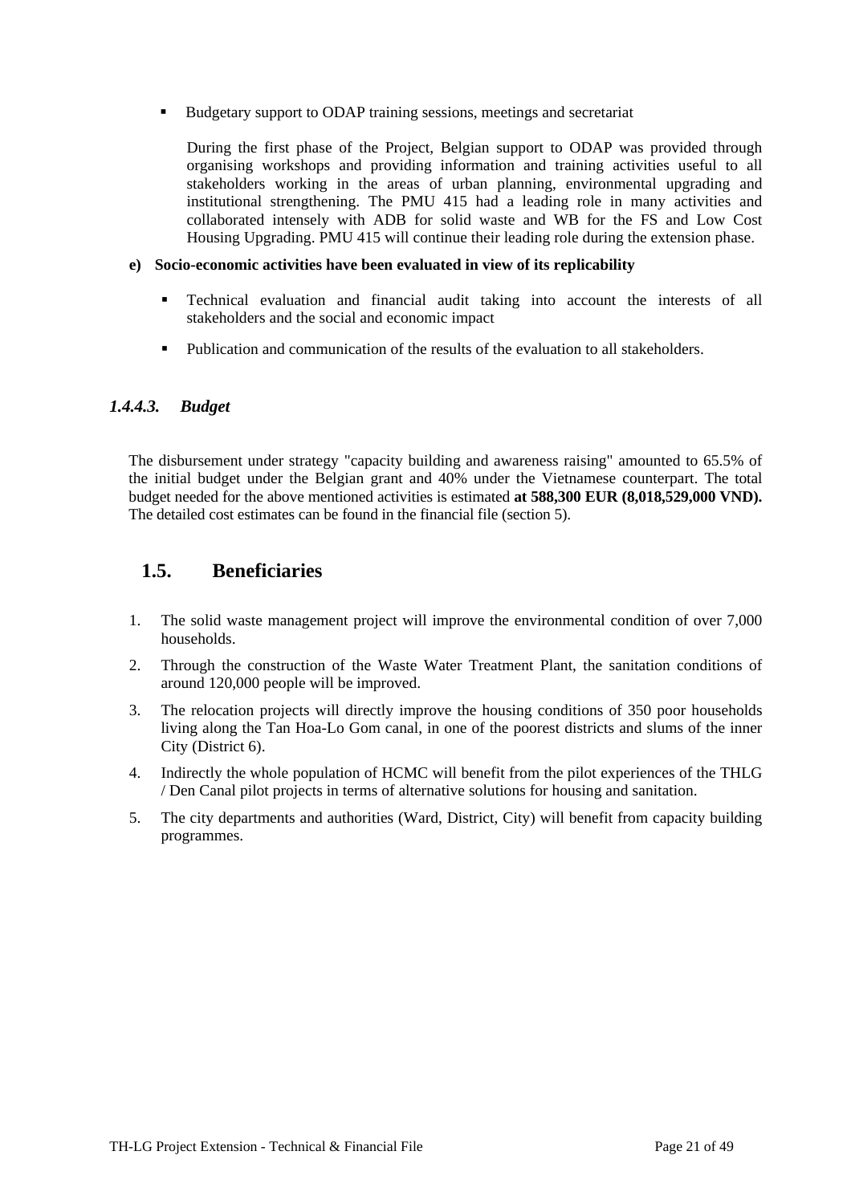- Budgetary support to ODAP training sessions, meetings and secretariat

  During the first phase of the Project, Belgian support to ODAP was provided through organising workshops and providing information and training activities useful to all stakeholders working in the areas of urban planning, environmental upgrading and institutional strengthening. The PMU 415 had a leading role in many activities and collaborated intensely with ADB for solid waste and WB for the FS and Low Cost Housing Upgrading. PMU 415 will continue their leading role during the extension phase.

**e) Socio-economic activities have been evaluated in view of its replicability**

- Technical evaluation and financial audit taking into account the interests of all stakeholders and the social and economic impact
- Publication and communication of the results of the evaluation to all stakeholders.

#### *1.4.4.3. Budget*

The disbursement under strategy "capacity building and awareness raising" amounted to 65.5% of the initial budget under the Belgian grant and 40% under the Vietnamese counterpart. The total budget needed for the above mentioned activities is estimated **at 588,300 EUR (8,018,529,000 VND).** The detailed cost estimates can be found in the financial file (section 5).

## 1.5. Beneficiaries

1. The solid waste management project will improve the environmental condition of over 7,000 households.
2. Through the construction of the Waste Water Treatment Plant, the sanitation conditions of around 120,000 people will be improved.
3. The relocation projects will directly improve the housing conditions of 350 poor households living along the Tan Hoa-Lo Gom canal, in one of the poorest districts and slums of the inner City (District 6).
4. Indirectly the whole population of HCMC will benefit from the pilot experiences of the THLG / Den Canal pilot projects in terms of alternative solutions for housing and sanitation.
5. The city departments and authorities (Ward, District, City) will benefit from capacity building programmes.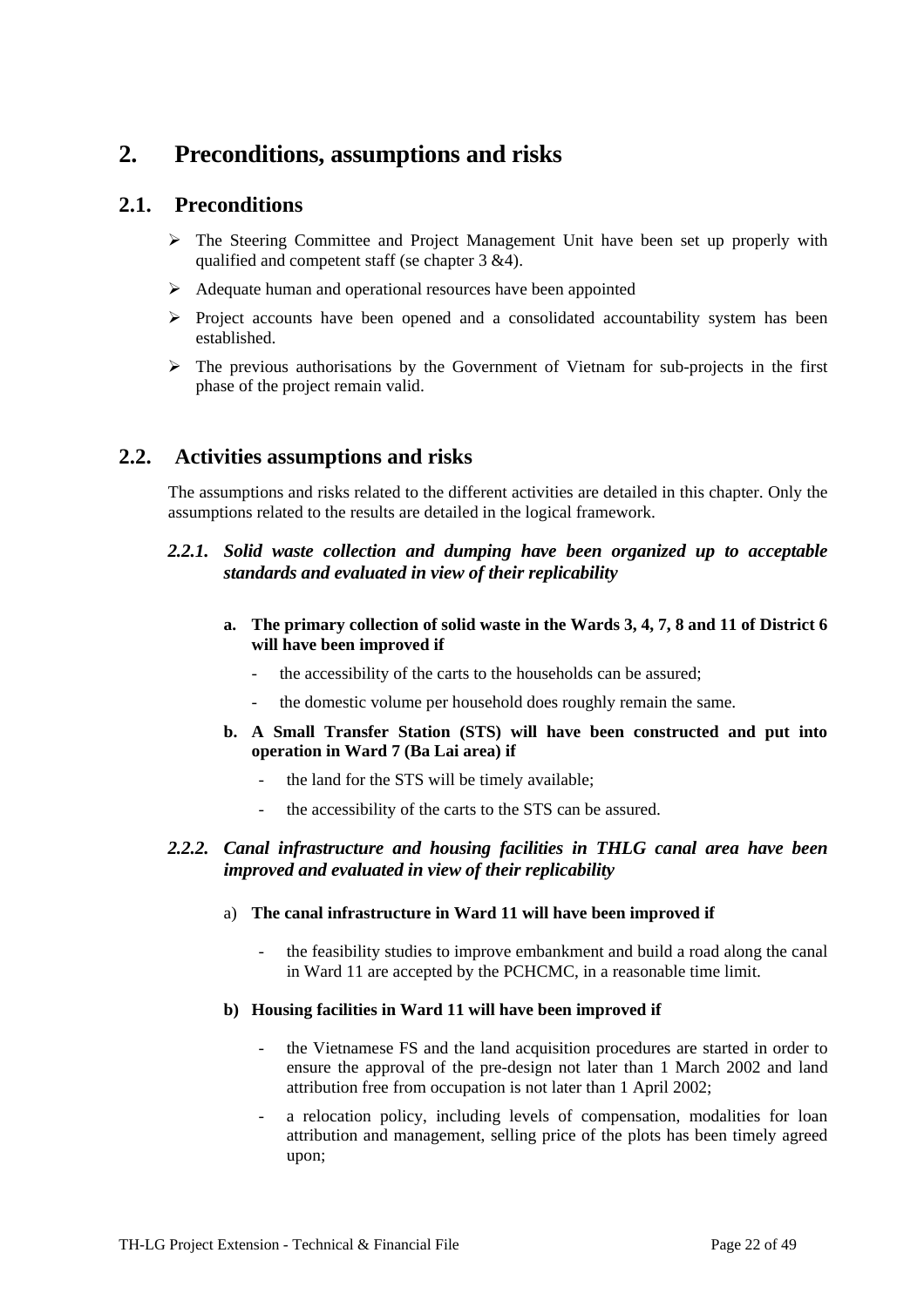# 2. Preconditions, assumptions and risks

## 2.1. Preconditions

- The Steering Committee and Project Management Unit have been set up properly with qualified and competent staff (se chapter 3 &4).
- Adequate human and operational resources have been appointed
- Project accounts have been opened and a consolidated accountability system has been established.
- The previous authorisations by the Government of Vietnam for sub-projects in the first phase of the project remain valid.

## 2.2. Activities assumptions and risks

The assumptions and risks related to the different activities are detailed in this chapter. Only the assumptions related to the results are detailed in the logical framework.

### *2.2.1. Solid waste collection and dumping have been organized up to acceptable standards and evaluated in view of their replicability*

**a. The primary collection of solid waste in the Wards 3, 4, 7, 8 and 11 of District 6 will have been improved if**

- the accessibility of the carts to the households can be assured;
- the domestic volume per household does roughly remain the same.

**b. A Small Transfer Station (STS) will have been constructed and put into operation in Ward 7 (Ba Lai area) if**

- the land for the STS will be timely available;
- the accessibility of the carts to the STS can be assured.

### *2.2.2. Canal infrastructure and housing facilities in THLG canal area have been improved and evaluated in view of their replicability*

a) **The canal infrastructure in Ward 11 will have been improved if**

- the feasibility studies to improve embankment and build a road along the canal in Ward 11 are accepted by the PCHCMC, in a reasonable time limit.

**b) Housing facilities in Ward 11 will have been improved if**

- the Vietnamese FS and the land acquisition procedures are started in order to ensure the approval of the pre-design not later than 1 March 2002 and land attribution free from occupation is not later than 1 April 2002;
- a relocation policy, including levels of compensation, modalities for loan attribution and management, selling price of the plots has been timely agreed upon;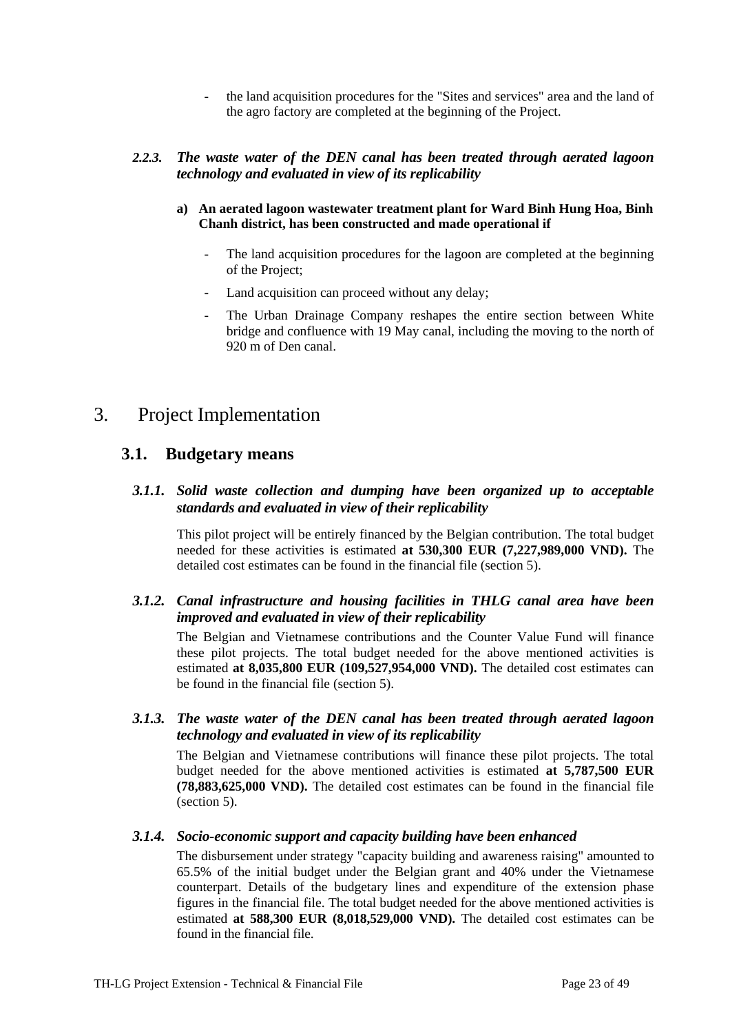- the land acquisition procedures for the "Sites and services" area and the land of the agro factory are completed at the beginning of the Project.

#### *2.2.3. The waste water of the DEN canal has been treated through aerated lagoon technology and evaluated in view of its replicability*

**a) An aerated lagoon wastewater treatment plant for Ward Binh Hung Hoa, Binh Chanh district, has been constructed and made operational if**

- The land acquisition procedures for the lagoon are completed at the beginning of the Project;
- Land acquisition can proceed without any delay;
- The Urban Drainage Company reshapes the entire section between White bridge and confluence with 19 May canal, including the moving to the north of 920 m of Den canal.

# 3. Project Implementation

## 3.1. Budgetary means

### *3.1.1. Solid waste collection and dumping have been organized up to acceptable standards and evaluated in view of their replicability*

This pilot project will be entirely financed by the Belgian contribution. The total budget needed for these activities is estimated **at 530,300 EUR (7,227,989,000 VND).** The detailed cost estimates can be found in the financial file (section 5).

### *3.1.2. Canal infrastructure and housing facilities in THLG canal area have been improved and evaluated in view of their replicability*

The Belgian and Vietnamese contributions and the Counter Value Fund will finance these pilot projects. The total budget needed for the above mentioned activities is estimated **at 8,035,800 EUR (109,527,954,000 VND).** The detailed cost estimates can be found in the financial file (section 5).

### *3.1.3. The waste water of the DEN canal has been treated through aerated lagoon technology and evaluated in view of its replicability*

The Belgian and Vietnamese contributions will finance these pilot projects. The total budget needed for the above mentioned activities is estimated **at 5,787,500 EUR (78,883,625,000 VND).** The detailed cost estimates can be found in the financial file (section 5).

### *3.1.4. Socio-economic support and capacity building have been enhanced*

The disbursement under strategy "capacity building and awareness raising" amounted to 65.5% of the initial budget under the Belgian grant and 40% under the Vietnamese counterpart. Details of the budgetary lines and expenditure of the extension phase figures in the financial file. The total budget needed for the above mentioned activities is estimated **at 588,300 EUR (8,018,529,000 VND).** The detailed cost estimates can be found in the financial file.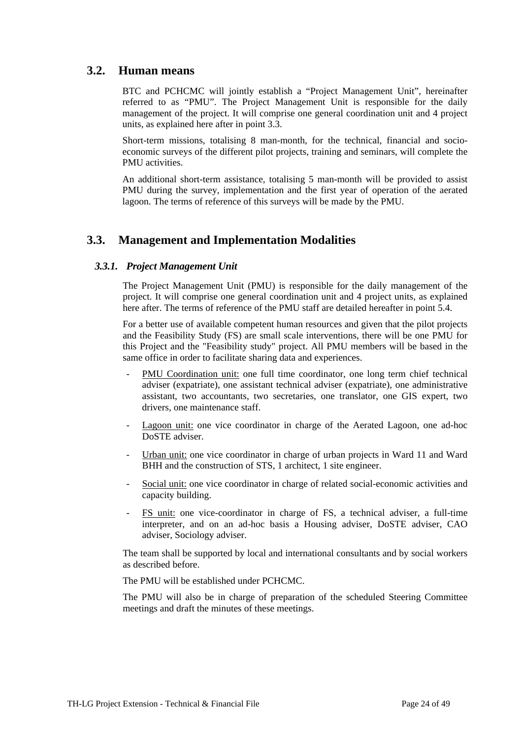## 3.2. Human means

BTC and PCHCMC will jointly establish a "Project Management Unit", hereinafter referred to as "PMU". The Project Management Unit is responsible for the daily management of the project. It will comprise one general coordination unit and 4 project units, as explained here after in point 3.3.

Short-term missions, totalising 8 man-month, for the technical, financial and socio-economic surveys of the different pilot projects, training and seminars, will complete the PMU activities.

An additional short-term assistance, totalising 5 man-month will be provided to assist PMU during the survey, implementation and the first year of operation of the aerated lagoon. The terms of reference of this surveys will be made by the PMU.

## 3.3. Management and Implementation Modalities

### *3.3.1. Project Management Unit*

The Project Management Unit (PMU) is responsible for the daily management of the project. It will comprise one general coordination unit and 4 project units, as explained here after. The terms of reference of the PMU staff are detailed hereafter in point 5.4.

For a better use of available competent human resources and given that the pilot projects and the Feasibility Study (FS) are small scale interventions, there will be one PMU for this Project and the "Feasibility study" project. All PMU members will be based in the same office in order to facilitate sharing data and experiences.

- PMU Coordination unit: one full time coordinator, one long term chief technical adviser (expatriate), one assistant technical adviser (expatriate), one administrative assistant, two accountants, two secretaries, one translator, one GIS expert, two drivers, one maintenance staff.
- Lagoon unit: one vice coordinator in charge of the Aerated Lagoon, one ad-hoc DoSTE adviser.
- Urban unit: one vice coordinator in charge of urban projects in Ward 11 and Ward BHH and the construction of STS, 1 architect, 1 site engineer.
- Social unit: one vice coordinator in charge of related social-economic activities and capacity building.
- FS unit: one vice-coordinator in charge of FS, a technical adviser, a full-time interpreter, and on an ad-hoc basis a Housing adviser, DoSTE adviser, CAO adviser, Sociology adviser.

The team shall be supported by local and international consultants and by social workers as described before.

The PMU will be established under PCHCMC.

The PMU will also be in charge of preparation of the scheduled Steering Committee meetings and draft the minutes of these meetings.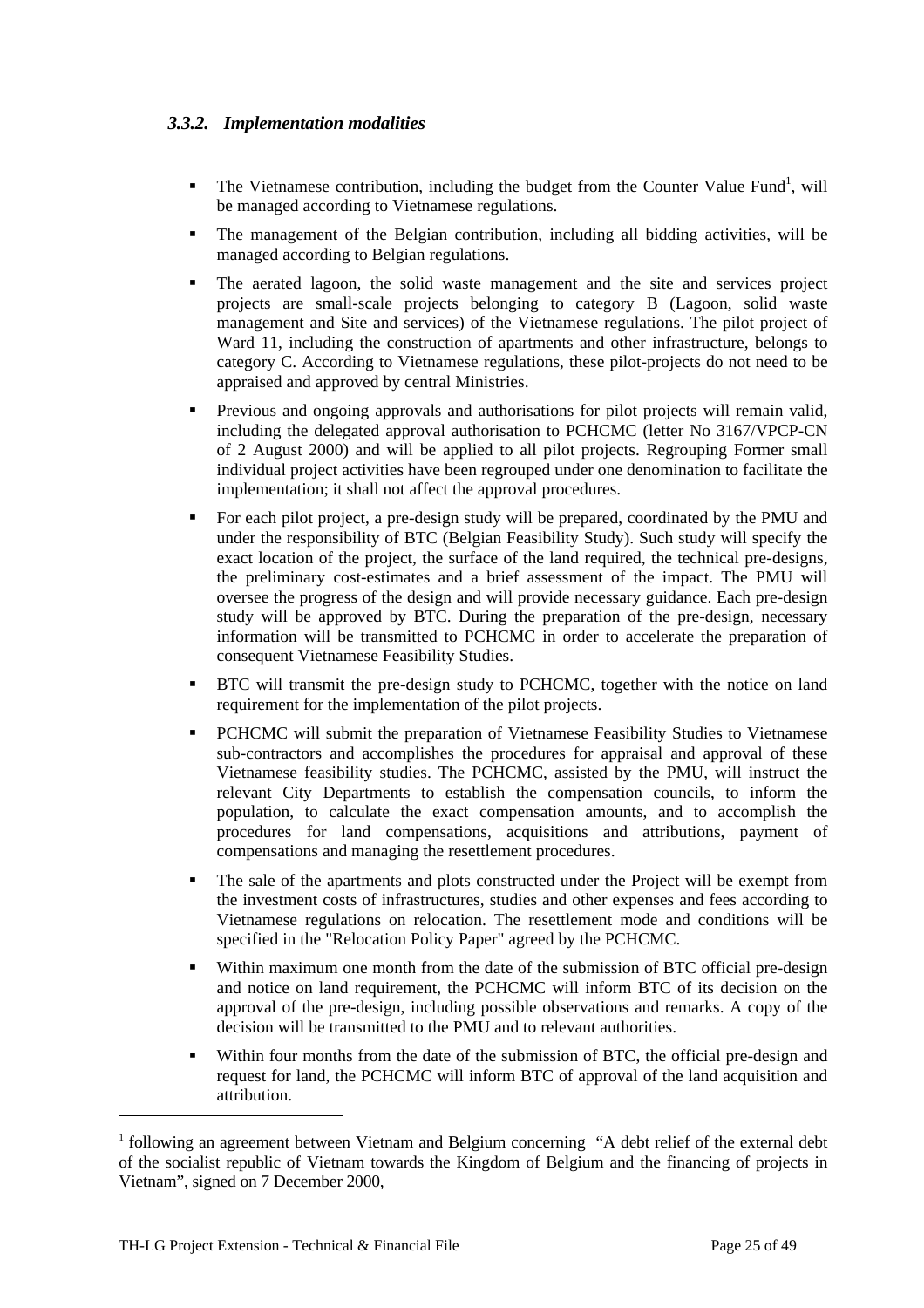### *3.3.2. Implementation modalities*

- The Vietnamese contribution, including the budget from the Counter Value Fund[1], will be managed according to Vietnamese regulations.
- The management of the Belgian contribution, including all bidding activities, will be managed according to Belgian regulations.
- The aerated lagoon, the solid waste management and the site and services project projects are small-scale projects belonging to category B (Lagoon, solid waste management and Site and services) of the Vietnamese regulations. The pilot project of Ward 11, including the construction of apartments and other infrastructure, belongs to category C. According to Vietnamese regulations, these pilot-projects do not need to be appraised and approved by central Ministries.
- Previous and ongoing approvals and authorisations for pilot projects will remain valid, including the delegated approval authorisation to PCHCMC (letter No 3167/VPCP-CN of 2 August 2000) and will be applied to all pilot projects. Regrouping Former small individual project activities have been regrouped under one denomination to facilitate the implementation; it shall not affect the approval procedures.
- For each pilot project, a pre-design study will be prepared, coordinated by the PMU and under the responsibility of BTC (Belgian Feasibility Study). Such study will specify the exact location of the project, the surface of the land required, the technical pre-designs, the preliminary cost-estimates and a brief assessment of the impact. The PMU will oversee the progress of the design and will provide necessary guidance. Each pre-design study will be approved by BTC. During the preparation of the pre-design, necessary information will be transmitted to PCHCMC in order to accelerate the preparation of consequent Vietnamese Feasibility Studies.
- BTC will transmit the pre-design study to PCHCMC, together with the notice on land requirement for the implementation of the pilot projects.
- PCHCMC will submit the preparation of Vietnamese Feasibility Studies to Vietnamese sub-contractors and accomplishes the procedures for appraisal and approval of these Vietnamese feasibility studies. The PCHCMC, assisted by the PMU, will instruct the relevant City Departments to establish the compensation councils, to inform the population, to calculate the exact compensation amounts, and to accomplish the procedures for land compensations, acquisitions and attributions, payment of compensations and managing the resettlement procedures.
- The sale of the apartments and plots constructed under the Project will be exempt from the investment costs of infrastructures, studies and other expenses and fees according to Vietnamese regulations on relocation. The resettlement mode and conditions will be specified in the "Relocation Policy Paper" agreed by the PCHCMC.
- Within maximum one month from the date of the submission of BTC official pre-design and notice on land requirement, the PCHCMC will inform BTC of its decision on the approval of the pre-design, including possible observations and remarks. A copy of the decision will be transmitted to the PMU and to relevant authorities.
- Within four months from the date of the submission of BTC, the official pre-design and request for land, the PCHCMC will inform BTC of approval of the land acquisition and attribution.

---

[1] following an agreement between Vietnam and Belgium concerning "A debt relief of the external debt of the socialist republic of Vietnam towards the Kingdom of Belgium and the financing of projects in Vietnam", signed on 7 December 2000,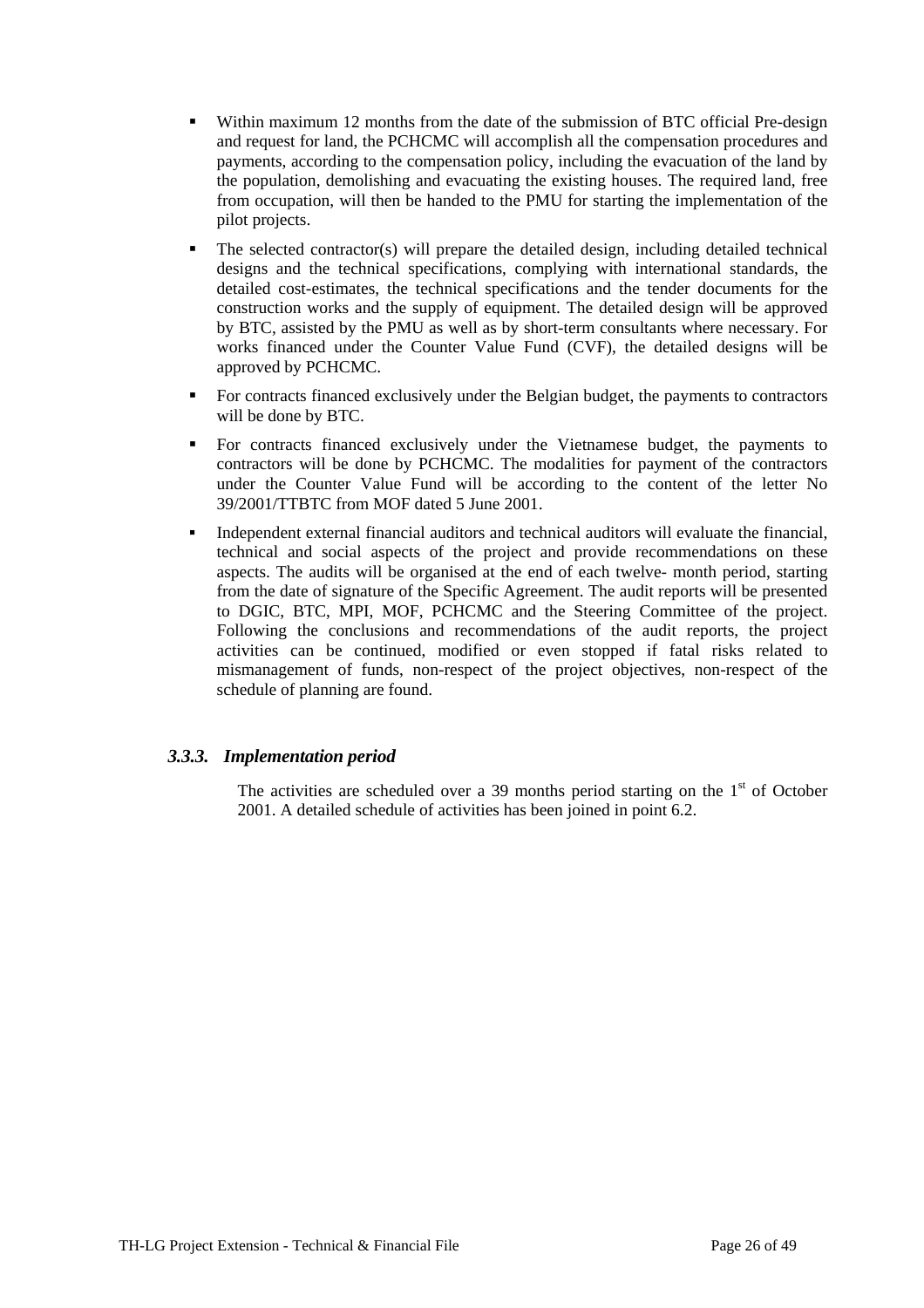- Within maximum 12 months from the date of the submission of BTC official Pre-design and request for land, the PCHCMC will accomplish all the compensation procedures and payments, according to the compensation policy, including the evacuation of the land by the population, demolishing and evacuating the existing houses. The required land, free from occupation, will then be handed to the PMU for starting the implementation of the pilot projects.
- The selected contractor(s) will prepare the detailed design, including detailed technical designs and the technical specifications, complying with international standards, the detailed cost-estimates, the technical specifications and the tender documents for the construction works and the supply of equipment. The detailed design will be approved by BTC, assisted by the PMU as well as by short-term consultants where necessary. For works financed under the Counter Value Fund (CVF), the detailed designs will be approved by PCHCMC.
- For contracts financed exclusively under the Belgian budget, the payments to contractors will be done by BTC.
- For contracts financed exclusively under the Vietnamese budget, the payments to contractors will be done by PCHCMC. The modalities for payment of the contractors under the Counter Value Fund will be according to the content of the letter No 39/2001/TTBTC from MOF dated 5 June 2001.
- Independent external financial auditors and technical auditors will evaluate the financial, technical and social aspects of the project and provide recommendations on these aspects. The audits will be organised at the end of each twelve- month period, starting from the date of signature of the Specific Agreement. The audit reports will be presented to DGIC, BTC, MPI, MOF, PCHCMC and the Steering Committee of the project. Following the conclusions and recommendations of the audit reports, the project activities can be continued, modified or even stopped if fatal risks related to mismanagement of funds, non-respect of the project objectives, non-respect of the schedule of planning are found.

### *3.3.3. Implementation period*

The activities are scheduled over a 39 months period starting on the 1st of October 2001. A detailed schedule of activities has been joined in point 6.2.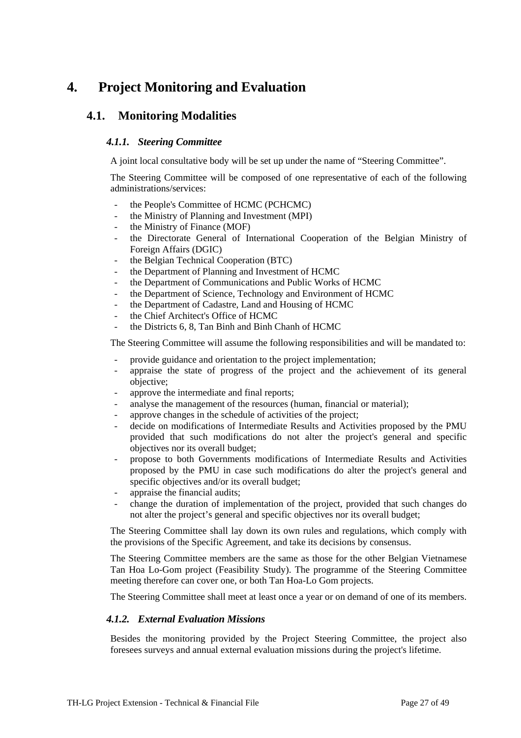# 4. Project Monitoring and Evaluation

## 4.1. Monitoring Modalities

### *4.1.1. Steering Committee*

A joint local consultative body will be set up under the name of "Steering Committee".

The Steering Committee will be composed of one representative of each of the following administrations/services:

- the People's Committee of HCMC (PCHCMC)
- the Ministry of Planning and Investment (MPI)
- the Ministry of Finance (MOF)
- the Directorate General of International Cooperation of the Belgian Ministry of Foreign Affairs (DGIC)
- the Belgian Technical Cooperation (BTC)
- the Department of Planning and Investment of HCMC
- the Department of Communications and Public Works of HCMC
- the Department of Science, Technology and Environment of HCMC
- the Department of Cadastre, Land and Housing of HCMC
- the Chief Architect's Office of HCMC
- the Districts 6, 8, Tan Binh and Binh Chanh of HCMC

The Steering Committee will assume the following responsibilities and will be mandated to:

- provide guidance and orientation to the project implementation;
- appraise the state of progress of the project and the achievement of its general objective;
- approve the intermediate and final reports;
- analyse the management of the resources (human, financial or material);
- approve changes in the schedule of activities of the project;
- decide on modifications of Intermediate Results and Activities proposed by the PMU provided that such modifications do not alter the project's general and specific objectives nor its overall budget;
- propose to both Governments modifications of Intermediate Results and Activities proposed by the PMU in case such modifications do alter the project's general and specific objectives and/or its overall budget;
- appraise the financial audits;
- change the duration of implementation of the project, provided that such changes do not alter the project's general and specific objectives nor its overall budget;

The Steering Committee shall lay down its own rules and regulations, which comply with the provisions of the Specific Agreement, and take its decisions by consensus.

The Steering Committee members are the same as those for the other Belgian Vietnamese Tan Hoa Lo-Gom project (Feasibility Study). The programme of the Steering Committee meeting therefore can cover one, or both Tan Hoa-Lo Gom projects.

The Steering Committee shall meet at least once a year or on demand of one of its members.

### *4.1.2. External Evaluation Missions*

Besides the monitoring provided by the Project Steering Committee, the project also foresees surveys and annual external evaluation missions during the project's lifetime.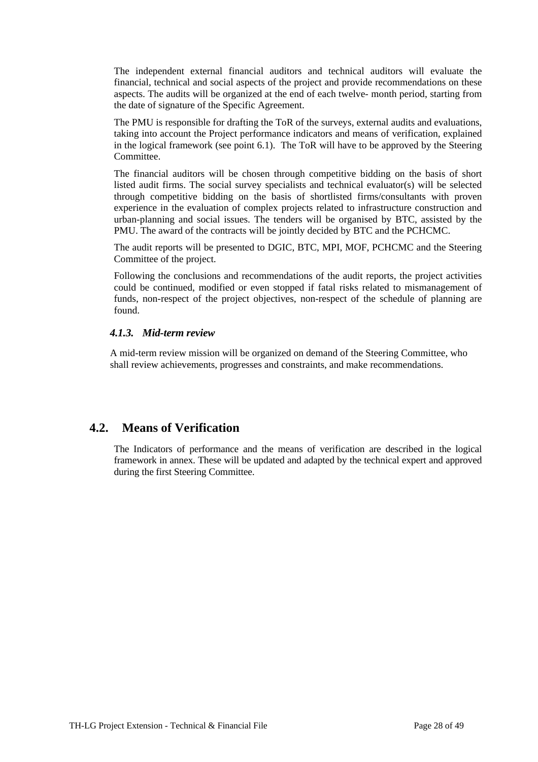The independent external financial auditors and technical auditors will evaluate the financial, technical and social aspects of the project and provide recommendations on these aspects. The audits will be organized at the end of each twelve- month period, starting from the date of signature of the Specific Agreement.

The PMU is responsible for drafting the ToR of the surveys, external audits and evaluations, taking into account the Project performance indicators and means of verification, explained in the logical framework (see point 6.1). The ToR will have to be approved by the Steering Committee.

The financial auditors will be chosen through competitive bidding on the basis of short listed audit firms. The social survey specialists and technical evaluator(s) will be selected through competitive bidding on the basis of shortlisted firms/consultants with proven experience in the evaluation of complex projects related to infrastructure construction and urban-planning and social issues. The tenders will be organised by BTC, assisted by the PMU. The award of the contracts will be jointly decided by BTC and the PCHCMC.

The audit reports will be presented to DGIC, BTC, MPI, MOF, PCHCMC and the Steering Committee of the project.

Following the conclusions and recommendations of the audit reports, the project activities could be continued, modified or even stopped if fatal risks related to mismanagement of funds, non-respect of the project objectives, non-respect of the schedule of planning are found.

### *4.1.3. Mid-term review*

A mid-term review mission will be organized on demand of the Steering Committee, who shall review achievements, progresses and constraints, and make recommendations.

## 4.2. Means of Verification

The Indicators of performance and the means of verification are described in the logical framework in annex. These will be updated and adapted by the technical expert and approved during the first Steering Committee.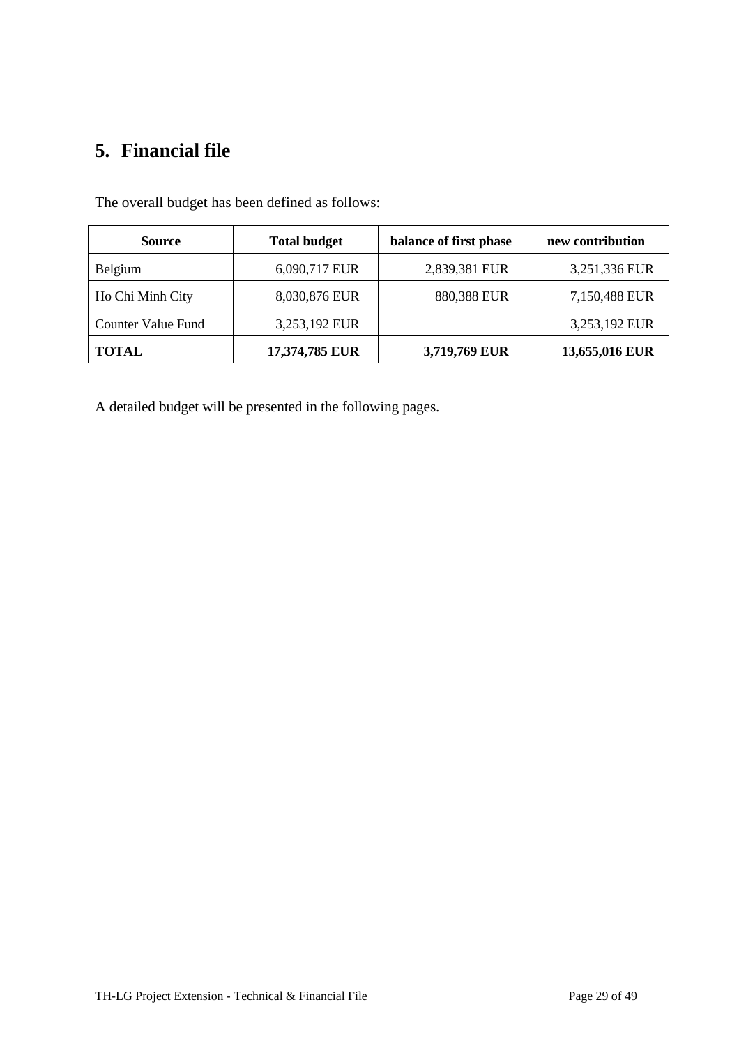## 5. Financial file

The overall budget has been defined as follows:

| Source | Total budget | balance of first phase | new contribution |
|---|---|---|---|
| Belgium | 6,090,717 EUR | 2,839,381 EUR | 3,251,336 EUR |
| Ho Chi Minh City | 8,030,876 EUR | 880,388 EUR | 7,150,488 EUR |
| Counter Value Fund | 3,253,192 EUR | | 3,253,192 EUR |
| **TOTAL** | **17,374,785 EUR** | **3,719,769 EUR** | **13,655,016 EUR** |

A detailed budget will be presented in the following pages.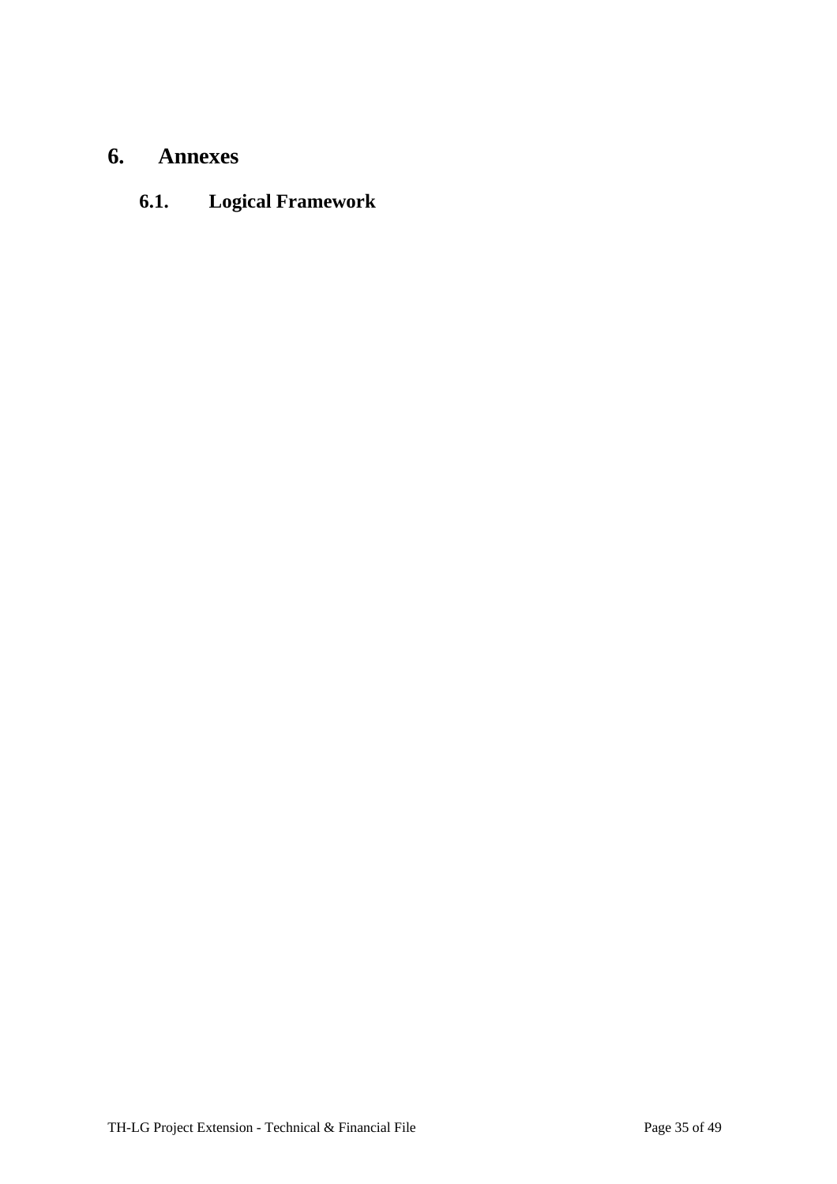# 6. Annexes

## 6.1. Logical Framework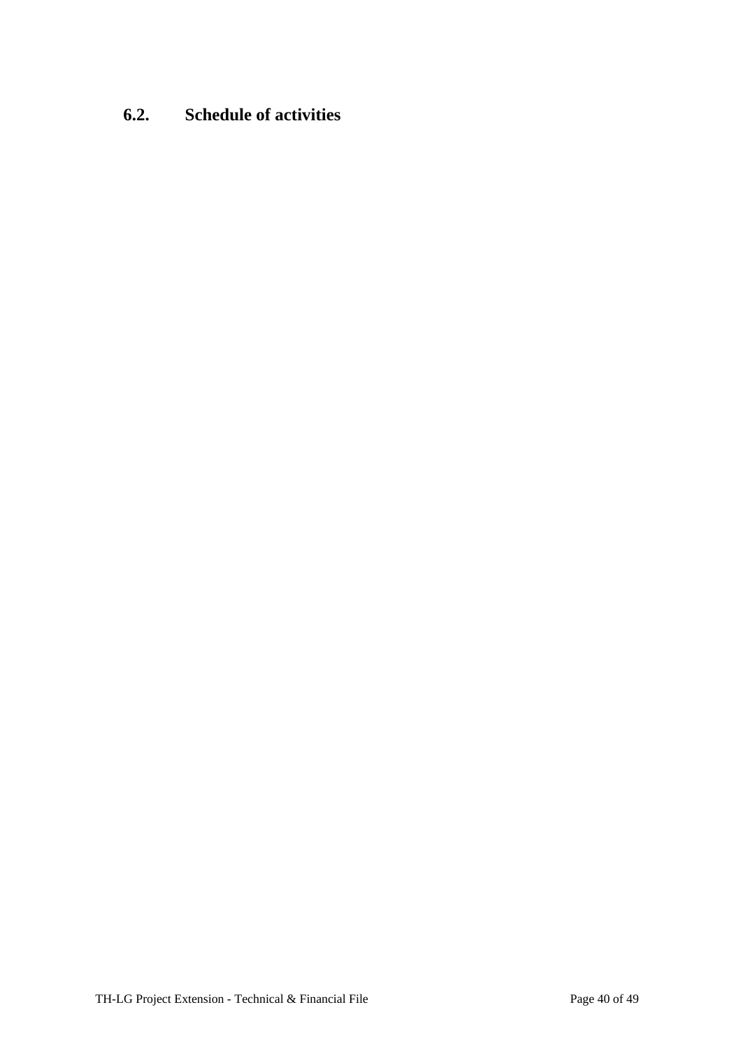## 6.2. Schedule of activities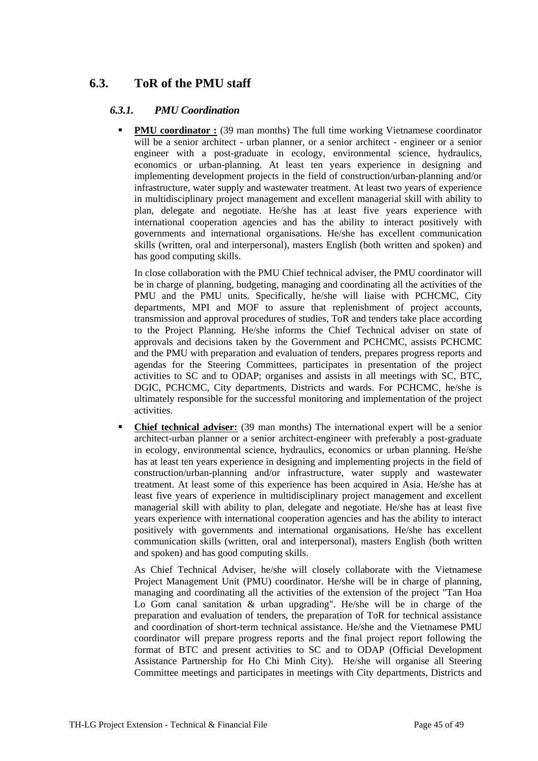## 6.3. ToR of the PMU staff

### *6.3.1. PMU Coordination*

- **PMU coordinator :** (39 man months) The full time working Vietnamese coordinator will be a senior architect - urban planner, or a senior architect - engineer or a senior engineer with a post-graduate in ecology, environmental science, hydraulics, economics or urban-planning. At least ten years experience in designing and implementing development projects in the field of construction/urban-planning and/or infrastructure, water supply and wastewater treatment. At least two years of experience in multidisciplinary project management and excellent managerial skill with ability to plan, delegate and negotiate. He/she has at least five years experience with international cooperation agencies and has the ability to interact positively with governments and international organisations. He/she has excellent communication skills (written, oral and interpersonal), masters English (both written and spoken) and has good computing skills.

  In close collaboration with the PMU Chief technical adviser, the PMU coordinator will be in charge of planning, budgeting, managing and coordinating all the activities of the PMU and the PMU units. Specifically, he/she will liaise with PCHCMC, City departments, MPI and MOF to assure that replenishment of project accounts, transmission and approval procedures of studies, ToR and tenders take place according to the Project Planning. He/she informs the Chief Technical adviser on state of approvals and decisions taken by the Government and PCHCMC, assists PCHCMC and the PMU with preparation and evaluation of tenders, prepares progress reports and agendas for the Steering Committees, participates in presentation of the project activities to SC and to ODAP; organises and assists in all meetings with SC, BTC, DGIC, PCHCMC, City departments, Districts and wards. For PCHCMC, he/she is ultimately responsible for the successful monitoring and implementation of the project activities.

- **Chief technical adviser:** (39 man months) The international expert will be a senior architect-urban planner or a senior architect-engineer with preferably a post-graduate in ecology, environmental science, hydraulics, economics or urban planning. He/she has at least ten years experience in designing and implementing projects in the field of construction/urban-planning and/or infrastructure, water supply and wastewater treatment. At least some of this experience has been acquired in Asia. He/she has at least five years of experience in multidisciplinary project management and excellent managerial skill with ability to plan, delegate and negotiate. He/she has at least five years experience with international cooperation agencies and has the ability to interact positively with governments and international organisations. He/she has excellent communication skills (written, oral and interpersonal), masters English (both written and spoken) and has good computing skills.

  As Chief Technical Adviser, he/she will closely collaborate with the Vietnamese Project Management Unit (PMU) coordinator. He/she will be in charge of planning, managing and coordinating all the activities of the extension of the project "Tan Hoa Lo Gom canal sanitation & urban upgrading". He/she will be in charge of the preparation and evaluation of tenders, the preparation of ToR for technical assistance and coordination of short-term technical assistance. He/she and the Vietnamese PMU coordinator will prepare progress reports and the final project report following the format of BTC and present activities to SC and to ODAP (Official Development Assistance Partnership for Ho Chi Minh City). He/she will organise all Steering Committee meetings and participates in meetings with City departments, Districts and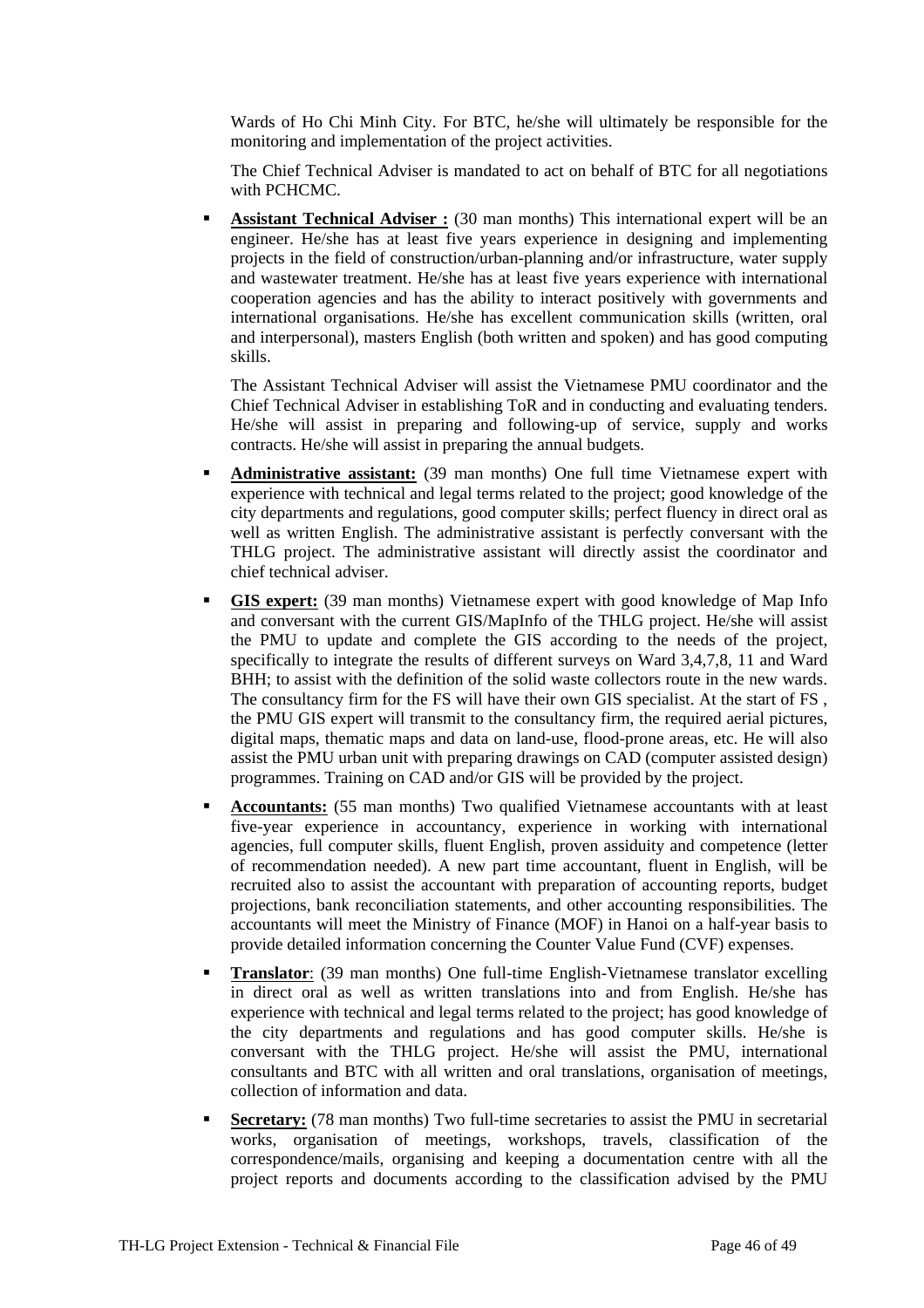Wards of Ho Chi Minh City. For BTC, he/she will ultimately be responsible for the monitoring and implementation of the project activities.

The Chief Technical Adviser is mandated to act on behalf of BTC for all negotiations with PCHCMC.

- **Assistant Technical Adviser :** (30 man months) This international expert will be an engineer. He/she has at least five years experience in designing and implementing projects in the field of construction/urban-planning and/or infrastructure, water supply and wastewater treatment. He/she has at least five years experience with international cooperation agencies and has the ability to interact positively with governments and international organisations. He/she has excellent communication skills (written, oral and interpersonal), masters English (both written and spoken) and has good computing skills.

  The Assistant Technical Adviser will assist the Vietnamese PMU coordinator and the Chief Technical Adviser in establishing ToR and in conducting and evaluating tenders. He/she will assist in preparing and following-up of service, supply and works contracts. He/she will assist in preparing the annual budgets.

- **Administrative assistant:** (39 man months) One full time Vietnamese expert with experience with technical and legal terms related to the project; good knowledge of the city departments and regulations, good computer skills; perfect fluency in direct oral as well as written English. The administrative assistant is perfectly conversant with the THLG project. The administrative assistant will directly assist the coordinator and chief technical adviser.

- **GIS expert:** (39 man months) Vietnamese expert with good knowledge of Map Info and conversant with the current GIS/MapInfo of the THLG project. He/she will assist the PMU to update and complete the GIS according to the needs of the project, specifically to integrate the results of different surveys on Ward 3,4,7,8, 11 and Ward BHH; to assist with the definition of the solid waste collectors route in the new wards. The consultancy firm for the FS will have their own GIS specialist. At the start of FS , the PMU GIS expert will transmit to the consultancy firm, the required aerial pictures, digital maps, thematic maps and data on land-use, flood-prone areas, etc. He will also assist the PMU urban unit with preparing drawings on CAD (computer assisted design) programmes. Training on CAD and/or GIS will be provided by the project.

- **Accountants:** (55 man months) Two qualified Vietnamese accountants with at least five-year experience in accountancy, experience in working with international agencies, full computer skills, fluent English, proven assiduity and competence (letter of recommendation needed). A new part time accountant, fluent in English, will be recruited also to assist the accountant with preparation of accounting reports, budget projections, bank reconciliation statements, and other accounting responsibilities. The accountants will meet the Ministry of Finance (MOF) in Hanoi on a half-year basis to provide detailed information concerning the Counter Value Fund (CVF) expenses.

- **Translator**: (39 man months) One full-time English-Vietnamese translator excelling in direct oral as well as written translations into and from English. He/she has experience with technical and legal terms related to the project; has good knowledge of the city departments and regulations and has good computer skills. He/she is conversant with the THLG project. He/she will assist the PMU, international consultants and BTC with all written and oral translations, organisation of meetings, collection of information and data.

- **Secretary:** (78 man months) Two full-time secretaries to assist the PMU in secretarial works, organisation of meetings, workshops, travels, classification of the correspondence/mails, organising and keeping a documentation centre with all the project reports and documents according to the classification advised by the PMU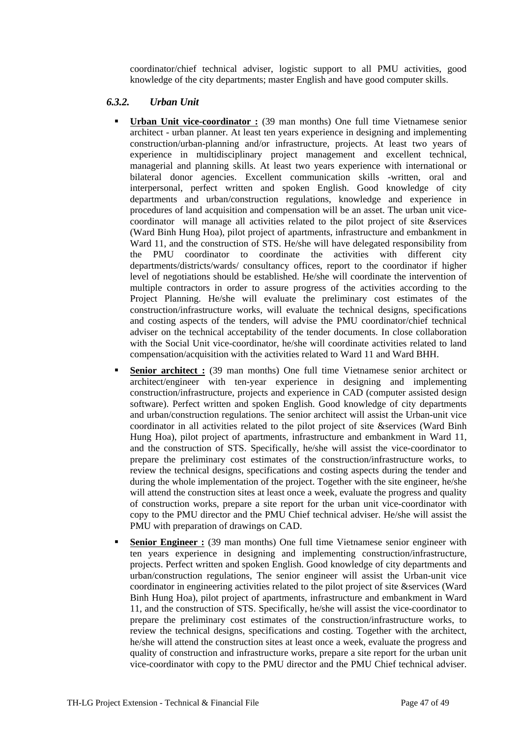coordinator/chief technical adviser, logistic support to all PMU activities, good knowledge of the city departments; master English and have good computer skills.

### *6.3.2. Urban Unit*

- **Urban Unit vice-coordinator :** (39 man months) One full time Vietnamese senior architect - urban planner. At least ten years experience in designing and implementing construction/urban-planning and/or infrastructure, projects. At least two years of experience in multidisciplinary project management and excellent technical, managerial and planning skills. At least two years experience with international or bilateral donor agencies. Excellent communication skills -written, oral and interpersonal, perfect written and spoken English. Good knowledge of city departments and urban/construction regulations, knowledge and experience in procedures of land acquisition and compensation will be an asset. The urban unit vice-coordinator will manage all activities related to the pilot project of site &services (Ward Binh Hung Hoa), pilot project of apartments, infrastructure and embankment in Ward 11, and the construction of STS. He/she will have delegated responsibility from the PMU coordinator to coordinate the activities with different city departments/districts/wards/ consultancy offices, report to the coordinator if higher level of negotiations should be established. He/she will coordinate the intervention of multiple contractors in order to assure progress of the activities according to the Project Planning. He/she will evaluate the preliminary cost estimates of the construction/infrastructure works, will evaluate the technical designs, specifications and costing aspects of the tenders, will advise the PMU coordinator/chief technical adviser on the technical acceptability of the tender documents. In close collaboration with the Social Unit vice-coordinator, he/she will coordinate activities related to land compensation/acquisition with the activities related to Ward 11 and Ward BHH.
- **Senior architect :** (39 man months) One full time Vietnamese senior architect or architect/engineer with ten-year experience in designing and implementing construction/infrastructure, projects and experience in CAD (computer assisted design software). Perfect written and spoken English. Good knowledge of city departments and urban/construction regulations. The senior architect will assist the Urban-unit vice coordinator in all activities related to the pilot project of site &services (Ward Binh Hung Hoa), pilot project of apartments, infrastructure and embankment in Ward 11, and the construction of STS. Specifically, he/she will assist the vice-coordinator to prepare the preliminary cost estimates of the construction/infrastructure works, to review the technical designs, specifications and costing aspects during the tender and during the whole implementation of the project. Together with the site engineer, he/she will attend the construction sites at least once a week, evaluate the progress and quality of construction works, prepare a site report for the urban unit vice-coordinator with copy to the PMU director and the PMU Chief technical adviser. He/she will assist the PMU with preparation of drawings on CAD.
- **Senior Engineer :** (39 man months) One full time Vietnamese senior engineer with ten years experience in designing and implementing construction/infrastructure, projects. Perfect written and spoken English. Good knowledge of city departments and urban/construction regulations, The senior engineer will assist the Urban-unit vice coordinator in engineering activities related to the pilot project of site &services (Ward Binh Hung Hoa), pilot project of apartments, infrastructure and embankment in Ward 11, and the construction of STS. Specifically, he/she will assist the vice-coordinator to prepare the preliminary cost estimates of the construction/infrastructure works, to review the technical designs, specifications and costing. Together with the architect, he/she will attend the construction sites at least once a week, evaluate the progress and quality of construction and infrastructure works, prepare a site report for the urban unit vice-coordinator with copy to the PMU director and the PMU Chief technical adviser.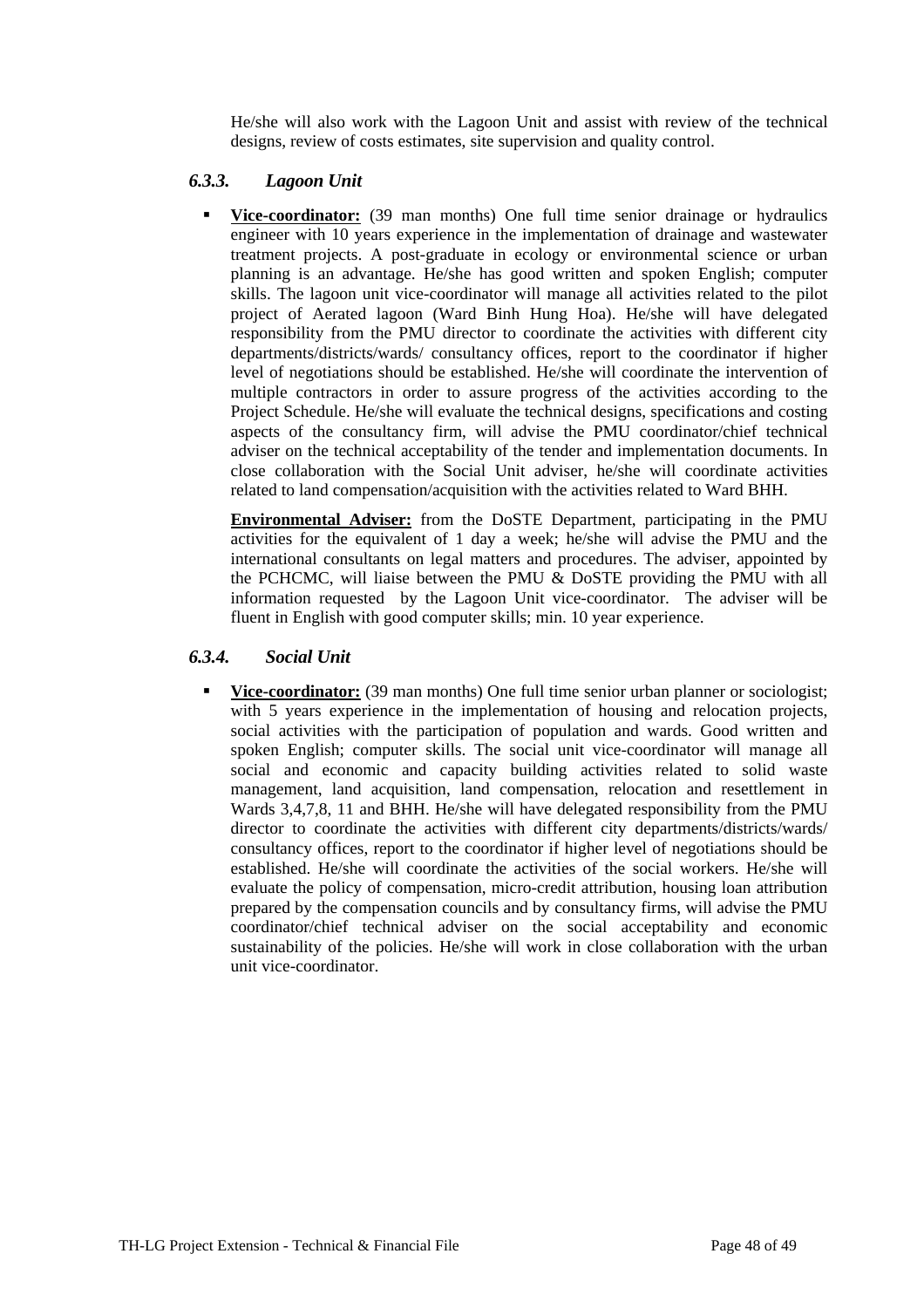He/she will also work with the Lagoon Unit and assist with review of the technical designs, review of costs estimates, site supervision and quality control.

### *6.3.3. Lagoon Unit*

- **Vice-coordinator:** (39 man months) One full time senior drainage or hydraulics engineer with 10 years experience in the implementation of drainage and wastewater treatment projects. A post-graduate in ecology or environmental science or urban planning is an advantage. He/she has good written and spoken English; computer skills. The lagoon unit vice-coordinator will manage all activities related to the pilot project of Aerated lagoon (Ward Binh Hung Hoa). He/she will have delegated responsibility from the PMU director to coordinate the activities with different city departments/districts/wards/ consultancy offices, report to the coordinator if higher level of negotiations should be established. He/she will coordinate the intervention of multiple contractors in order to assure progress of the activities according to the Project Schedule. He/she will evaluate the technical designs, specifications and costing aspects of the consultancy firm, will advise the PMU coordinator/chief technical adviser on the technical acceptability of the tender and implementation documents. In close collaboration with the Social Unit adviser, he/she will coordinate activities related to land compensation/acquisition with the activities related to Ward BHH.

  **Environmental Adviser:** from the DoSTE Department, participating in the PMU activities for the equivalent of 1 day a week; he/she will advise the PMU and the international consultants on legal matters and procedures. The adviser, appointed by the PCHCMC, will liaise between the PMU & DoSTE providing the PMU with all information requested by the Lagoon Unit vice-coordinator. The adviser will be fluent in English with good computer skills; min. 10 year experience.

### *6.3.4. Social Unit*

- **Vice-coordinator:** (39 man months) One full time senior urban planner or sociologist; with 5 years experience in the implementation of housing and relocation projects, social activities with the participation of population and wards. Good written and spoken English; computer skills. The social unit vice-coordinator will manage all social and economic and capacity building activities related to solid waste management, land acquisition, land compensation, relocation and resettlement in Wards 3,4,7,8, 11 and BHH. He/she will have delegated responsibility from the PMU director to coordinate the activities with different city departments/districts/wards/ consultancy offices, report to the coordinator if higher level of negotiations should be established. He/she will coordinate the activities of the social workers. He/she will evaluate the policy of compensation, micro-credit attribution, housing loan attribution prepared by the compensation councils and by consultancy firms, will advise the PMU coordinator/chief technical adviser on the social acceptability and economic sustainability of the policies. He/she will work in close collaboration with the urban unit vice-coordinator.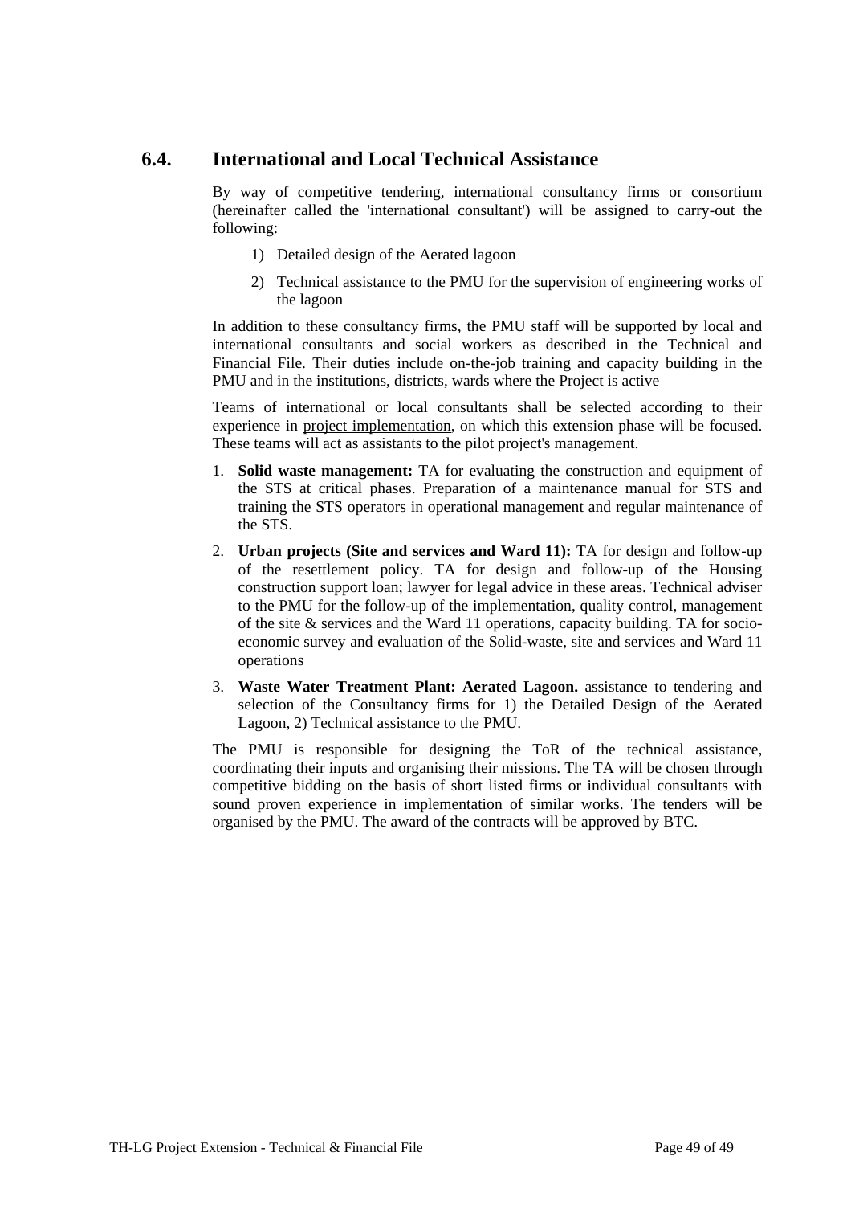## 6.4. International and Local Technical Assistance

By way of competitive tendering, international consultancy firms or consortium (hereinafter called the 'international consultant') will be assigned to carry-out the following:

1) Detailed design of the Aerated lagoon
2) Technical assistance to the PMU for the supervision of engineering works of the lagoon

In addition to these consultancy firms, the PMU staff will be supported by local and international consultants and social workers as described in the Technical and Financial File. Their duties include on-the-job training and capacity building in the PMU and in the institutions, districts, wards where the Project is active

Teams of international or local consultants shall be selected according to their experience in project implementation, on which this extension phase will be focused. These teams will act as assistants to the pilot project's management.

1. **Solid waste management:** TA for evaluating the construction and equipment of the STS at critical phases. Preparation of a maintenance manual for STS and training the STS operators in operational management and regular maintenance of the STS.
2. **Urban projects (Site and services and Ward 11):** TA for design and follow-up of the resettlement policy. TA for design and follow-up of the Housing construction support loan; lawyer for legal advice in these areas. Technical adviser to the PMU for the follow-up of the implementation, quality control, management of the site & services and the Ward 11 operations, capacity building. TA for socio-economic survey and evaluation of the Solid-waste, site and services and Ward 11 operations
3. **Waste Water Treatment Plant: Aerated Lagoon.** assistance to tendering and selection of the Consultancy firms for 1) the Detailed Design of the Aerated Lagoon, 2) Technical assistance to the PMU.

The PMU is responsible for designing the ToR of the technical assistance, coordinating their inputs and organising their missions. The TA will be chosen through competitive bidding on the basis of short listed firms or individual consultants with sound proven experience in implementation of similar works. The tenders will be organised by the PMU. The award of the contracts will be approved by BTC.